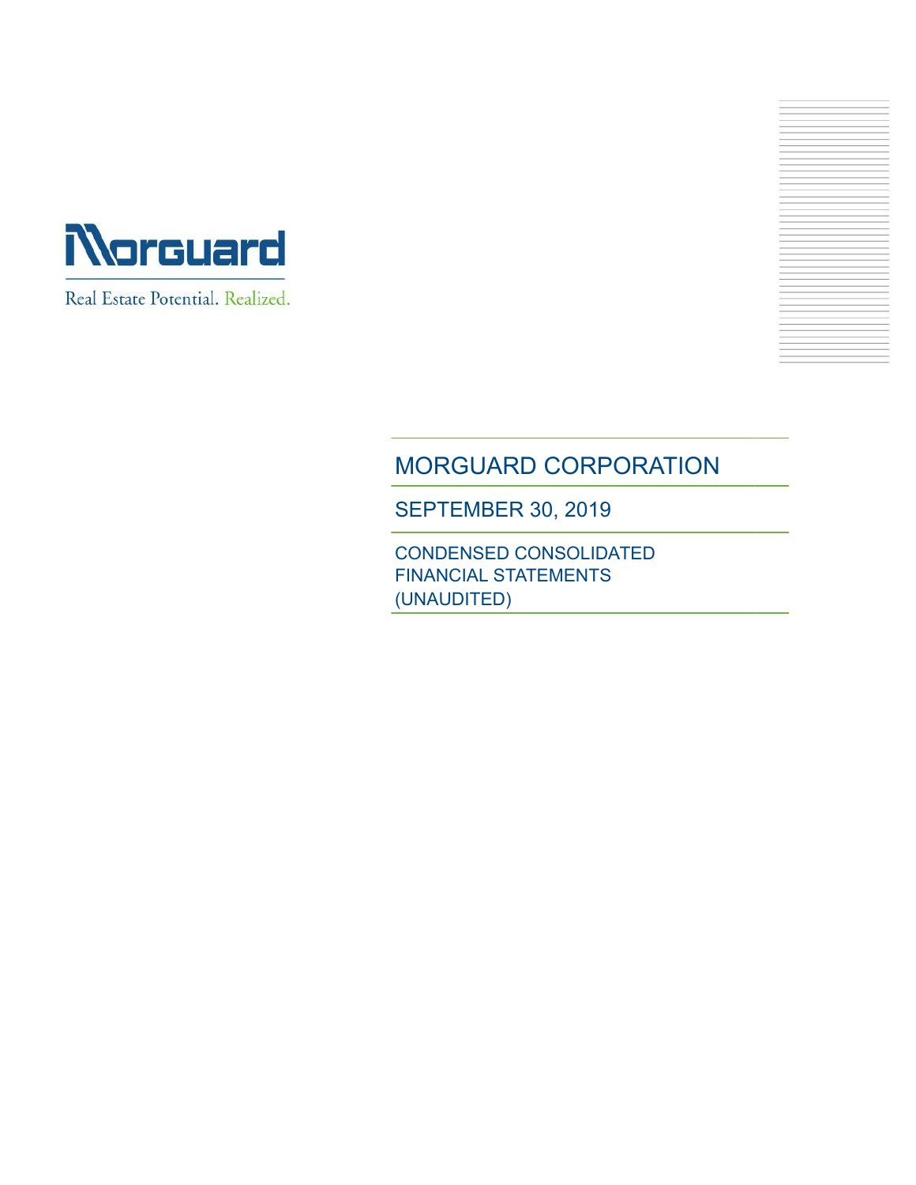Morguard

Real Estate Potential. Realized.

# MORGUARD CORPORATION

## SEPTEMBER 30, 2019

### CONDENSED CONSOLIDATED FINANCIAL STATEMENTS (UNAUDITED)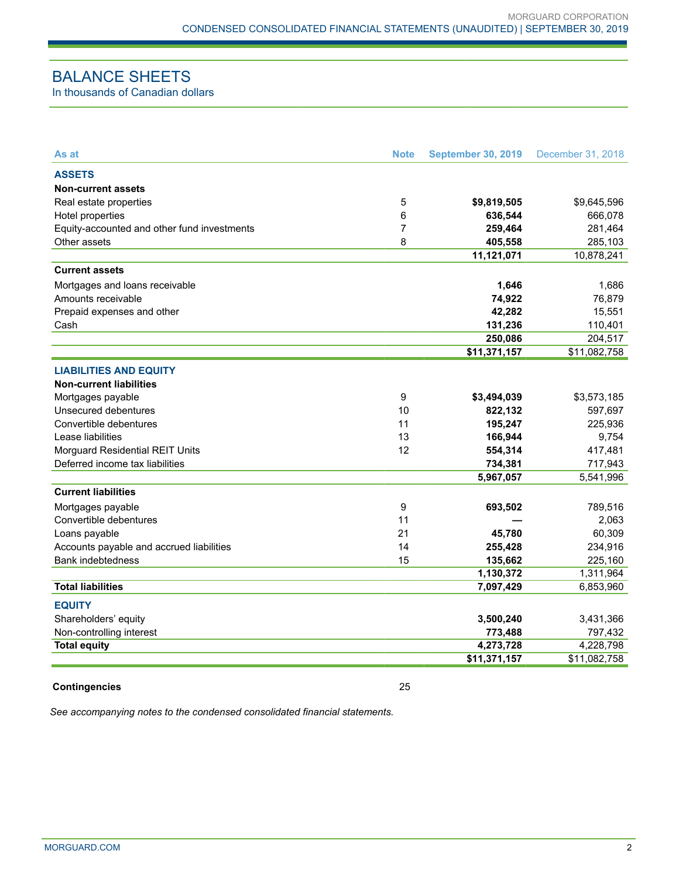# BALANCE SHEETS

In thousands of Canadian dollars

| As at | Note | September 30, 2019 | December 31, 2018 |
|---|---|---|---|
| **ASSETS** | | | |
| **Non-current assets** | | | |
| Real estate properties | 5 | **$9,819,505** | $9,645,596 |
| Hotel properties | 6 | **636,544** | 666,078 |
| Equity-accounted and other fund investments | 7 | **259,464** | 281,464 |
| Other assets | 8 | **405,558** | 285,103 |
| | | **11,121,071** | 10,878,241 |
| **Current assets** | | | |
| Mortgages and loans receivable | | **1,646** | 1,686 |
| Amounts receivable | | **74,922** | 76,879 |
| Prepaid expenses and other | | **42,282** | 15,551 |
| Cash | | **131,236** | 110,401 |
| | | **250,086** | 204,517 |
| | | **$11,371,157** | $11,082,758 |
| **LIABILITIES AND EQUITY** | | | |
| **Non-current liabilities** | | | |
| Mortgages payable | 9 | **$3,494,039** | $3,573,185 |
| Unsecured debentures | 10 | **822,132** | 597,697 |
| Convertible debentures | 11 | **195,247** | 225,936 |
| Lease liabilities | 13 | **166,944** | 9,754 |
| Morguard Residential REIT Units | 12 | **554,314** | 417,481 |
| Deferred income tax liabilities | | **734,381** | 717,943 |
| | | **5,967,057** | 5,541,996 |
| **Current liabilities** | | | |
| Mortgages payable | 9 | **693,502** | 789,516 |
| Convertible debentures | 11 | **—** | 2,063 |
| Loans payable | 21 | **45,780** | 60,309 |
| Accounts payable and accrued liabilities | 14 | **255,428** | 234,916 |
| Bank indebtedness | 15 | **135,662** | 225,160 |
| | | **1,130,372** | 1,311,964 |
| **Total liabilities** | | **7,097,429** | 6,853,960 |
| **EQUITY** | | | |
| Shareholders' equity | | **3,500,240** | 3,431,366 |
| Non-controlling interest | | **773,488** | 797,432 |
| **Total equity** | | **4,273,728** | 4,228,798 |
| | | **$11,371,157** | $11,082,758 |

**Contingencies** 25

*See accompanying notes to the condensed consolidated financial statements.*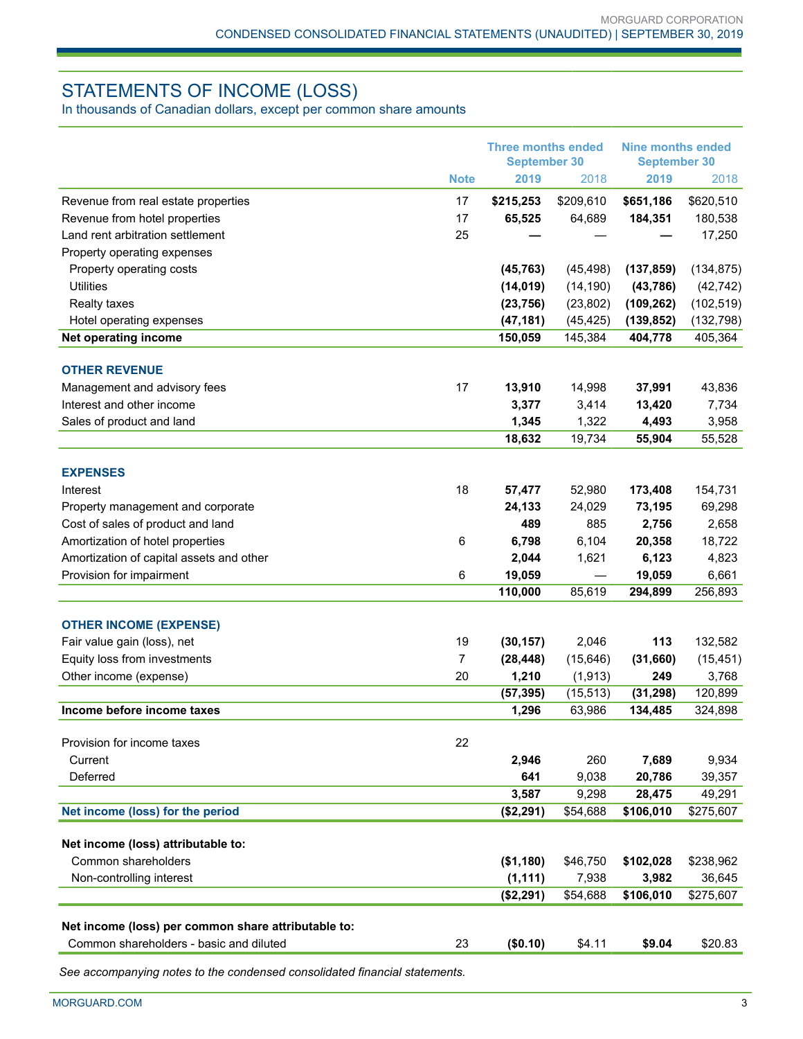# STATEMENTS OF INCOME (LOSS)

In thousands of Canadian dollars, except per common share amounts

| | Note | Three months ended September 30 | | Nine months ended September 30 | |
|---|---|---|---|---|---|
| | | **2019** | 2018 | **2019** | 2018 |
| Revenue from real estate properties | 17 | **$215,253** | $209,610 | **$651,186** | $620,510 |
| Revenue from hotel properties | 17 | **65,525** | 64,689 | **184,351** | 180,538 |
| Land rent arbitration settlement | 25 | **—** | — | **—** | 17,250 |
| Property operating expenses | | | | | |
| Property operating costs | | **(45,763)** | (45,498) | **(137,859)** | (134,875) |
| Utilities | | **(14,019)** | (14,190) | **(43,786)** | (42,742) |
| Realty taxes | | **(23,756)** | (23,802) | **(109,262)** | (102,519) |
| Hotel operating expenses | | **(47,181)** | (45,425) | **(139,852)** | (132,798) |
| **Net operating income** | | **150,059** | 145,384 | **404,778** | 405,364 |
| **OTHER REVENUE** | | | | | |
| Management and advisory fees | 17 | **13,910** | 14,998 | **37,991** | 43,836 |
| Interest and other income | | **3,377** | 3,414 | **13,420** | 7,734 |
| Sales of product and land | | **1,345** | 1,322 | **4,493** | 3,958 |
| | | **18,632** | 19,734 | **55,904** | 55,528 |
| **EXPENSES** | | | | | |
| Interest | 18 | **57,477** | 52,980 | **173,408** | 154,731 |
| Property management and corporate | | **24,133** | 24,029 | **73,195** | 69,298 |
| Cost of sales of product and land | | **489** | 885 | **2,756** | 2,658 |
| Amortization of hotel properties | 6 | **6,798** | 6,104 | **20,358** | 18,722 |
| Amortization of capital assets and other | | **2,044** | 1,621 | **6,123** | 4,823 |
| Provision for impairment | 6 | **19,059** | — | **19,059** | 6,661 |
| | | **110,000** | 85,619 | **294,899** | 256,893 |
| **OTHER INCOME (EXPENSE)** | | | | | |
| Fair value gain (loss), net | 19 | **(30,157)** | 2,046 | **113** | 132,582 |
| Equity loss from investments | 7 | **(28,448)** | (15,646) | **(31,660)** | (15,451) |
| Other income (expense) | 20 | **1,210** | (1,913) | **249** | 3,768 |
| | | **(57,395)** | (15,513) | **(31,298)** | 120,899 |
| **Income before income taxes** | | **1,296** | 63,986 | **134,485** | 324,898 |
| Provision for income taxes | 22 | | | | |
| Current | | **2,946** | 260 | **7,689** | 9,934 |
| Deferred | | **641** | 9,038 | **20,786** | 39,357 |
| | | **3,587** | 9,298 | **28,475** | 49,291 |
| **Net income (loss) for the period** | | **($2,291)** | $54,688 | **$106,010** | $275,607 |
| **Net income (loss) attributable to:** | | | | | |
| Common shareholders | | **($1,180)** | $46,750 | **$102,028** | $238,962 |
| Non-controlling interest | | **(1,111)** | 7,938 | **3,982** | 36,645 |
| | | **($2,291)** | $54,688 | **$106,010** | $275,607 |
| **Net income (loss) per common share attributable to:** | | | | | |
| Common shareholders - basic and diluted | 23 | **($0.10)** | $4.11 | **$9.04** | $20.83 |

*See accompanying notes to the condensed consolidated financial statements.*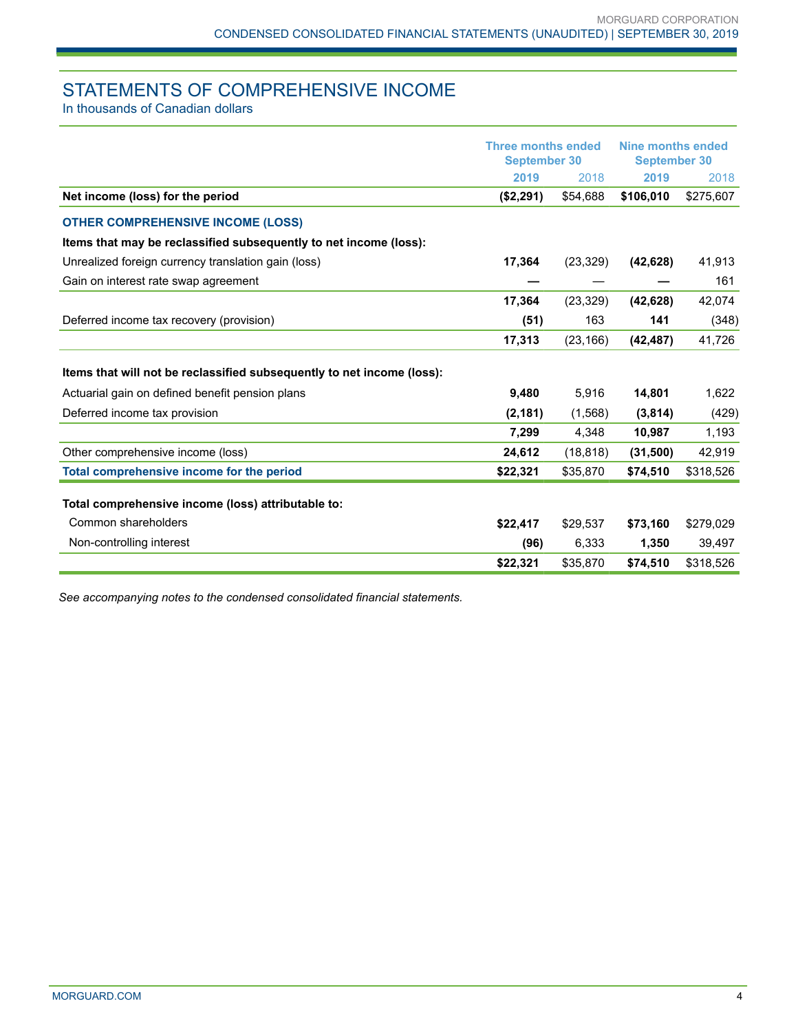# STATEMENTS OF COMPREHENSIVE INCOME

In thousands of Canadian dollars

| | Three months ended September 30 | | Nine months ended September 30 | |
|---|---|---|---|---|
| | **2019** | 2018 | **2019** | 2018 |
| **Net income (loss) for the period** | **($2,291)** | $54,688 | **$106,010** | $275,607 |
| **OTHER COMPREHENSIVE INCOME (LOSS)** | | | | |
| **Items that may be reclassified subsequently to net income (loss):** | | | | |
| Unrealized foreign currency translation gain (loss) | **17,364** | (23,329) | **(42,628)** | 41,913 |
| Gain on interest rate swap agreement | **—** | — | **—** | 161 |
| | **17,364** | (23,329) | **(42,628)** | 42,074 |
| Deferred income tax recovery (provision) | **(51)** | 163 | **141** | (348) |
| | **17,313** | (23,166) | **(42,487)** | 41,726 |
| **Items that will not be reclassified subsequently to net income (loss):** | | | | |
| Actuarial gain on defined benefit pension plans | **9,480** | 5,916 | **14,801** | 1,622 |
| Deferred income tax provision | **(2,181)** | (1,568) | **(3,814)** | (429) |
| | **7,299** | 4,348 | **10,987** | 1,193 |
| Other comprehensive income (loss) | **24,612** | (18,818) | **(31,500)** | 42,919 |
| **Total comprehensive income for the period** | **$22,321** | $35,870 | **$74,510** | $318,526 |
| **Total comprehensive income (loss) attributable to:** | | | | |
| Common shareholders | **$22,417** | $29,537 | **$73,160** | $279,029 |
| Non-controlling interest | **(96)** | 6,333 | **1,350** | 39,497 |
| | **$22,321** | $35,870 | **$74,510** | $318,526 |

*See accompanying notes to the condensed consolidated financial statements.*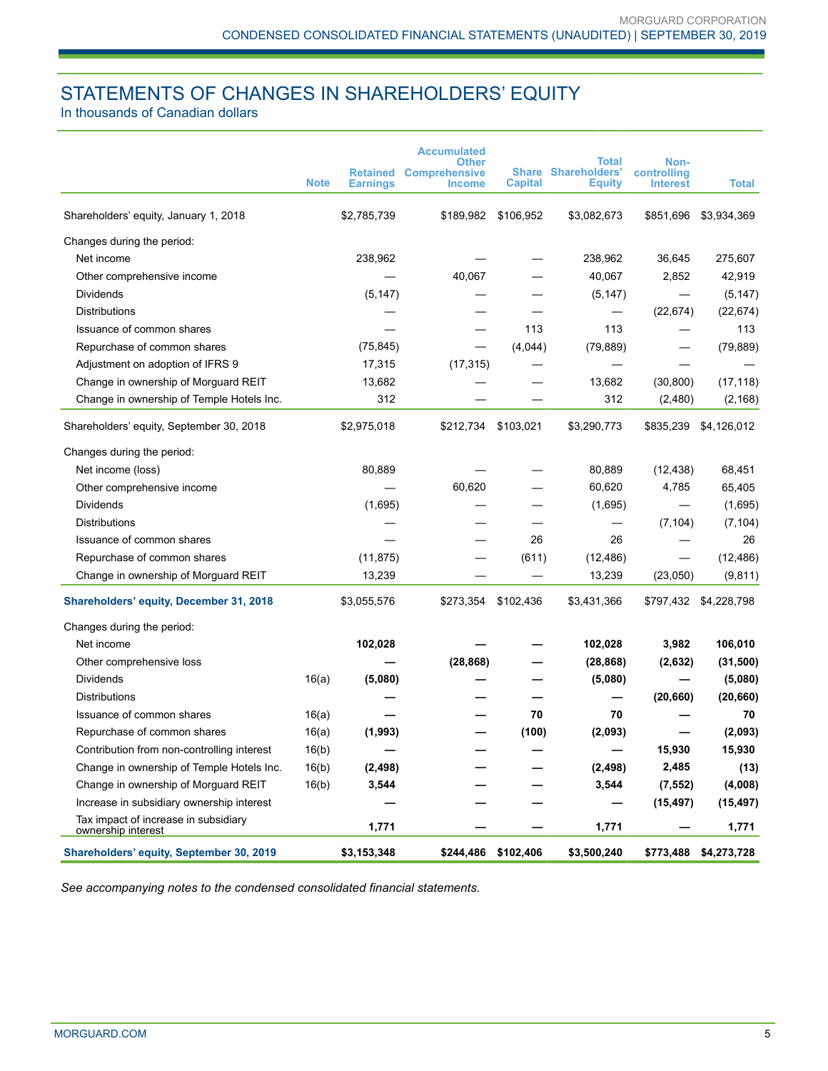# STATEMENTS OF CHANGES IN SHAREHOLDERS' EQUITY

In thousands of Canadian dollars

| | Note | Retained Earnings | Accumulated Other Comprehensive Income | Share Capital | Total Shareholders' Equity | Non-controlling Interest | Total |
|---|---|---|---|---|---|---|---|
| Shareholders' equity, January 1, 2018 | | $2,785,739 | $189,982 | $106,952 | $3,082,673 | $851,696 | $3,934,369 |
| Changes during the period: | | | | | | | |
| Net income | | 238,962 | — | — | 238,962 | 36,645 | 275,607 |
| Other comprehensive income | | — | 40,067 | — | 40,067 | 2,852 | 42,919 |
| Dividends | | (5,147) | — | — | (5,147) | — | (5,147) |
| Distributions | | — | — | — | — | (22,674) | (22,674) |
| Issuance of common shares | | — | — | 113 | 113 | — | 113 |
| Repurchase of common shares | | (75,845) | — | (4,044) | (79,889) | — | (79,889) |
| Adjustment on adoption of IFRS 9 | | 17,315 | (17,315) | — | — | — | — |
| Change in ownership of Morguard REIT | | 13,682 | — | — | 13,682 | (30,800) | (17,118) |
| Change in ownership of Temple Hotels Inc. | | 312 | — | — | 312 | (2,480) | (2,168) |
| Shareholders' equity, September 30, 2018 | | $2,975,018 | $212,734 | $103,021 | $3,290,773 | $835,239 | $4,126,012 |
| Changes during the period: | | | | | | | |
| Net income (loss) | | 80,889 | — | — | 80,889 | (12,438) | 68,451 |
| Other comprehensive income | | — | 60,620 | — | 60,620 | 4,785 | 65,405 |
| Dividends | | (1,695) | — | — | (1,695) | — | (1,695) |
| Distributions | | — | — | — | — | (7,104) | (7,104) |
| Issuance of common shares | | — | — | 26 | 26 | — | 26 |
| Repurchase of common shares | | (11,875) | — | (611) | (12,486) | — | (12,486) |
| Change in ownership of Morguard REIT | | 13,239 | — | — | 13,239 | (23,050) | (9,811) |
| **Shareholders' equity, December 31, 2018** | | $3,055,576 | $273,354 | $102,436 | $3,431,366 | $797,432 | $4,228,798 |
| Changes during the period: | | | | | | | |
| Net income | | **102,028** | **—** | **—** | **102,028** | **3,982** | **106,010** |
| Other comprehensive loss | | **—** | **(28,868)** | **—** | **(28,868)** | **(2,632)** | **(31,500)** |
| Dividends | 16(a) | **(5,080)** | **—** | **—** | **(5,080)** | **—** | **(5,080)** |
| Distributions | | **—** | **—** | **—** | **—** | **(20,660)** | **(20,660)** |
| Issuance of common shares | 16(a) | **—** | **—** | **70** | **70** | **—** | **70** |
| Repurchase of common shares | 16(a) | **(1,993)** | **—** | **(100)** | **(2,093)** | **—** | **(2,093)** |
| Contribution from non-controlling interest | 16(b) | **—** | **—** | **—** | **—** | **15,930** | **15,930** |
| Change in ownership of Temple Hotels Inc. | 16(b) | **(2,498)** | **—** | **—** | **(2,498)** | **2,485** | **(13)** |
| Change in ownership of Morguard REIT | 16(b) | **3,544** | **—** | **—** | **3,544** | **(7,552)** | **(4,008)** |
| Increase in subsidiary ownership interest | | **—** | **—** | **—** | **—** | **(15,497)** | **(15,497)** |
| Tax impact of increase in subsidiary ownership interest | | **1,771** | **—** | **—** | **1,771** | **—** | **1,771** |
| **Shareholders' equity, September 30, 2019** | | **$3,153,348** | **$244,486** | **$102,406** | **$3,500,240** | **$773,488** | **$4,273,728** |

*See accompanying notes to the condensed consolidated financial statements.*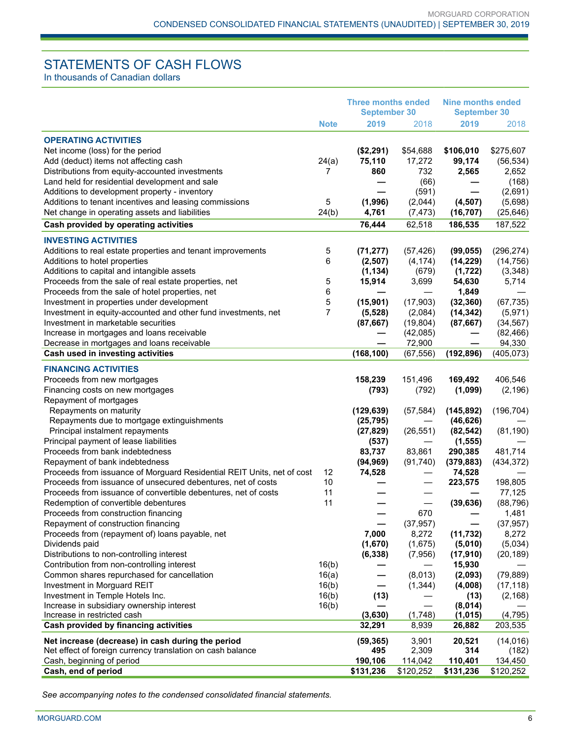# STATEMENTS OF CASH FLOWS

In thousands of Canadian dollars

| | Note | Three months ended September 30 2019 | Three months ended September 30 2018 | Nine months ended September 30 2019 | Nine months ended September 30 2018 |
|---|---|---|---|---|---|
| **OPERATING ACTIVITIES** | | | | | |
| Net income (loss) for the period | | **($2,291)** | $54,688 | **$106,010** | $275,607 |
| Add (deduct) items not affecting cash | 24(a) | **75,110** | 17,272 | **99,174** | (56,534) |
| Distributions from equity-accounted investments | 7 | **860** | 732 | **2,565** | 2,652 |
| Land held for residential development and sale | | **—** | (66) | **—** | (168) |
| Additions to development property - inventory | | **—** | (591) | **—** | (2,691) |
| Additions to tenant incentives and leasing commissions | 5 | **(1,996)** | (2,044) | **(4,507)** | (5,698) |
| Net change in operating assets and liabilities | 24(b) | **4,761** | (7,473) | **(16,707)** | (25,646) |
| **Cash provided by operating activities** | | **76,444** | 62,518 | **186,535** | 187,522 |
| **INVESTING ACTIVITIES** | | | | | |
| Additions to real estate properties and tenant improvements | 5 | **(71,277)** | (57,426) | **(99,055)** | (296,274) |
| Additions to hotel properties | 6 | **(2,507)** | (4,174) | **(14,229)** | (14,756) |
| Additions to capital and intangible assets | | **(1,134)** | (679) | **(1,722)** | (3,348) |
| Proceeds from the sale of real estate properties, net | 5 | **15,914** | 3,699 | **54,630** | 5,714 |
| Proceeds from the sale of hotel properties, net | 6 | **—** | — | **1,849** | — |
| Investment in properties under development | 5 | **(15,901)** | (17,903) | **(32,360)** | (67,735) |
| Investment in equity-accounted and other fund investments, net | 7 | **(5,528)** | (2,084) | **(14,342)** | (5,971) |
| Investment in marketable securities | | **(87,667)** | (19,804) | **(87,667)** | (34,567) |
| Increase in mortgages and loans receivable | | **—** | (42,085) | **—** | (82,466) |
| Decrease in mortgages and loans receivable | | **—** | 72,900 | **—** | 94,330 |
| **Cash used in investing activities** | | **(168,100)** | (67,556) | **(192,896)** | (405,073) |
| **FINANCING ACTIVITIES** | | | | | |
| Proceeds from new mortgages | | **158,239** | 151,496 | **169,492** | 406,546 |
| Financing costs on new mortgages | | **(793)** | (792) | **(1,099)** | (2,196) |
| Repayment of mortgages | | | | | |
| Repayments on maturity | | **(129,639)** | (57,584) | **(145,892)** | (196,704) |
| Repayments due to mortgage extinguishments | | **(25,795)** | — | **(46,626)** | — |
| Principal instalment repayments | | **(27,829)** | (26,551) | **(82,542)** | (81,190) |
| Principal payment of lease liabilities | | **(537)** | — | **(1,555)** | — |
| Proceeds from bank indebtedness | | **83,737** | 83,861 | **290,385** | 481,714 |
| Repayment of bank indebtedness | | **(94,969)** | (91,740) | **(379,883)** | (434,372) |
| Proceeds from issuance of Morguard Residential REIT Units, net of cost | 12 | **74,528** | — | **74,528** | — |
| Proceeds from issuance of unsecured debentures, net of costs | 10 | **—** | — | **223,575** | 198,805 |
| Proceeds from issuance of convertible debentures, net of costs | 11 | **—** | — | **—** | 77,125 |
| Redemption of convertible debentures | 11 | **—** | — | **(39,636)** | (88,796) |
| Proceeds from construction financing | | **—** | 670 | **—** | 1,481 |
| Repayment of construction financing | | **—** | (37,957) | **—** | (37,957) |
| Proceeds from (repayment of) loans payable, net | | **7,000** | 8,272 | **(11,732)** | 8,272 |
| Dividends paid | | **(1,670)** | (1,675) | **(5,010)** | (5,034) |
| Distributions to non-controlling interest | | **(6,338)** | (7,956) | **(17,910)** | (20,189) |
| Contribution from non-controlling interest | 16(b) | **—** | — | **15,930** | — |
| Common shares repurchased for cancellation | 16(a) | **—** | (8,013) | **(2,093)** | (79,889) |
| Investment in Morguard REIT | 16(b) | **—** | (1,344) | **(4,008)** | (17,118) |
| Investment in Temple Hotels Inc. | 16(b) | **(13)** | — | **(13)** | (2,168) |
| Increase in subsidiary ownership interest | 16(b) | **—** | — | **(8,014)** | — |
| Increase in restricted cash | | **(3,630)** | (1,748) | **(1,015)** | (4,795) |
| **Cash provided by financing activities** | | **32,291** | 8,939 | **26,882** | 203,535 |
| **Net increase (decrease) in cash during the period** | | **(59,365)** | 3,901 | **20,521** | (14,016) |
| Net effect of foreign currency translation on cash balance | | **495** | 2,309 | **314** | (182) |
| Cash, beginning of period | | **190,106** | 114,042 | **110,401** | 134,450 |
| **Cash, end of period** | | **$131,236** | $120,252 | **$131,236** | $120,252 |

*See accompanying notes to the condensed consolidated financial statements.*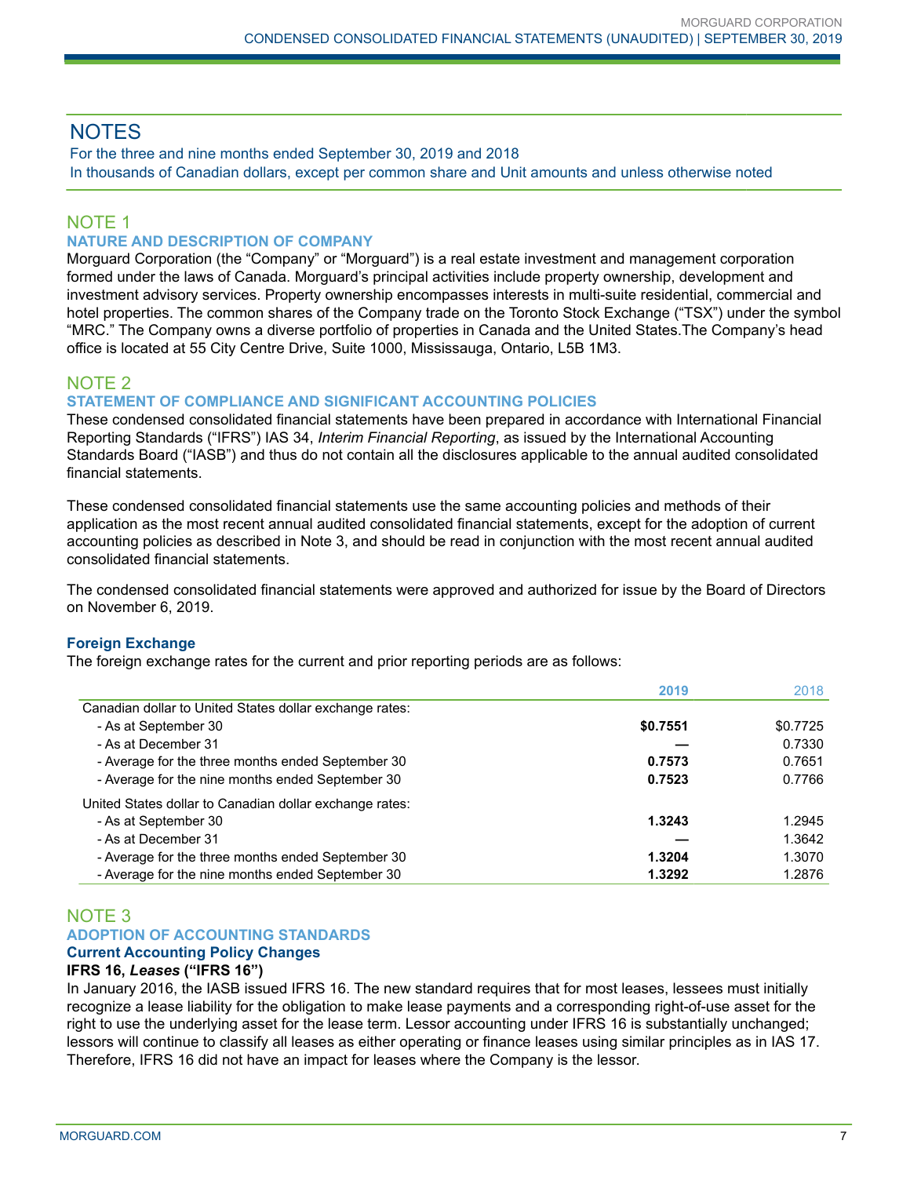# NOTES

For the three and nine months ended September 30, 2019 and 2018
In thousands of Canadian dollars, except per common share and Unit amounts and unless otherwise noted

## NOTE 1

### NATURE AND DESCRIPTION OF COMPANY

Morguard Corporation (the "Company" or "Morguard") is a real estate investment and management corporation formed under the laws of Canada. Morguard's principal activities include property ownership, development and investment advisory services. Property ownership encompasses interests in multi-suite residential, commercial and hotel properties. The common shares of the Company trade on the Toronto Stock Exchange ("TSX") under the symbol "MRC." The Company owns a diverse portfolio of properties in Canada and the United States.The Company's head office is located at 55 City Centre Drive, Suite 1000, Mississauga, Ontario, L5B 1M3.

## NOTE 2

### STATEMENT OF COMPLIANCE AND SIGNIFICANT ACCOUNTING POLICIES

These condensed consolidated financial statements have been prepared in accordance with International Financial Reporting Standards ("IFRS") IAS 34, *Interim Financial Reporting*, as issued by the International Accounting Standards Board ("IASB") and thus do not contain all the disclosures applicable to the annual audited consolidated financial statements.

These condensed consolidated financial statements use the same accounting policies and methods of their application as the most recent annual audited consolidated financial statements, except for the adoption of current accounting policies as described in Note 3, and should be read in conjunction with the most recent annual audited consolidated financial statements.

The condensed consolidated financial statements were approved and authorized for issue by the Board of Directors on November 6, 2019.

**Foreign Exchange**

The foreign exchange rates for the current and prior reporting periods are as follows:

| | **2019** | 2018 |
|---|---|---|
| Canadian dollar to United States dollar exchange rates: | | |
| - As at September 30 | **$0.7551** | $0.7725 |
| - As at December 31 | **—** | 0.7330 |
| - Average for the three months ended September 30 | **0.7573** | 0.7651 |
| - Average for the nine months ended September 30 | **0.7523** | 0.7766 |
| United States dollar to Canadian dollar exchange rates: | | |
| - As at September 30 | **1.3243** | 1.2945 |
| - As at December 31 | **—** | 1.3642 |
| - Average for the three months ended September 30 | **1.3204** | 1.3070 |
| - Average for the nine months ended September 30 | **1.3292** | 1.2876 |

## NOTE 3

### ADOPTION OF ACCOUNTING STANDARDS

**Current Accounting Policy Changes**

**IFRS 16, *Leases* ("IFRS 16")**

In January 2016, the IASB issued IFRS 16. The new standard requires that for most leases, lessees must initially recognize a lease liability for the obligation to make lease payments and a corresponding right-of-use asset for the right to use the underlying asset for the lease term. Lessor accounting under IFRS 16 is substantially unchanged; lessors will continue to classify all leases as either operating or finance leases using similar principles as in IAS 17. Therefore, IFRS 16 did not have an impact for leases where the Company is the lessor.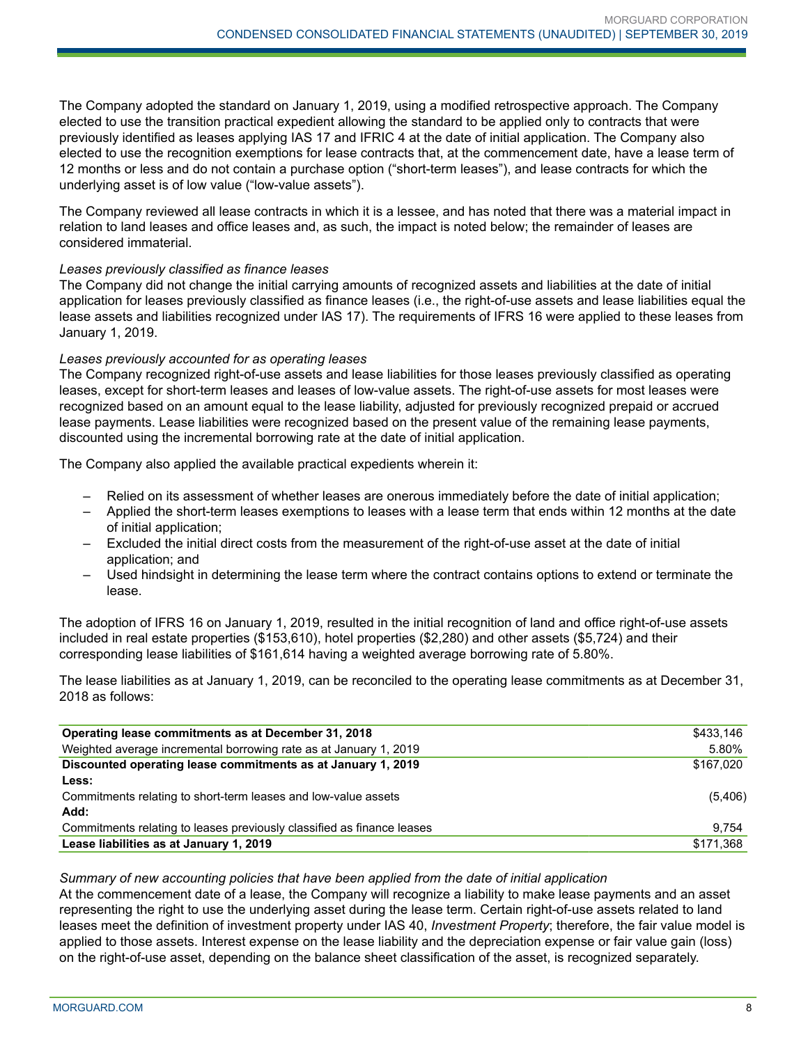The Company adopted the standard on January 1, 2019, using a modified retrospective approach. The Company elected to use the transition practical expedient allowing the standard to be applied only to contracts that were previously identified as leases applying IAS 17 and IFRIC 4 at the date of initial application. The Company also elected to use the recognition exemptions for lease contracts that, at the commencement date, have a lease term of 12 months or less and do not contain a purchase option ("short-term leases"), and lease contracts for which the underlying asset is of low value ("low-value assets").

The Company reviewed all lease contracts in which it is a lessee, and has noted that there was a material impact in relation to land leases and office leases and, as such, the impact is noted below; the remainder of leases are considered immaterial.

*Leases previously classified as finance leases*

The Company did not change the initial carrying amounts of recognized assets and liabilities at the date of initial application for leases previously classified as finance leases (i.e., the right-of-use assets and lease liabilities equal the lease assets and liabilities recognized under IAS 17). The requirements of IFRS 16 were applied to these leases from January 1, 2019.

*Leases previously accounted for as operating leases*

The Company recognized right-of-use assets and lease liabilities for those leases previously classified as operating leases, except for short-term leases and leases of low-value assets. The right-of-use assets for most leases were recognized based on an amount equal to the lease liability, adjusted for previously recognized prepaid or accrued lease payments. Lease liabilities were recognized based on the present value of the remaining lease payments, discounted using the incremental borrowing rate at the date of initial application.

The Company also applied the available practical expedients wherein it:

- Relied on its assessment of whether leases are onerous immediately before the date of initial application;
- Applied the short-term leases exemptions to leases with a lease term that ends within 12 months at the date of initial application;
- Excluded the initial direct costs from the measurement of the right-of-use asset at the date of initial application; and
- Used hindsight in determining the lease term where the contract contains options to extend or terminate the lease.

The adoption of IFRS 16 on January 1, 2019, resulted in the initial recognition of land and office right-of-use assets included in real estate properties ($153,610), hotel properties ($2,280) and other assets ($5,724) and their corresponding lease liabilities of $161,614 having a weighted average borrowing rate of 5.80%.

The lease liabilities as at January 1, 2019, can be reconciled to the operating lease commitments as at December 31, 2018 as follows:

| | |
|---|---|
| **Operating lease commitments as at December 31, 2018** | $433,146 |
| Weighted average incremental borrowing rate as at January 1, 2019 | 5.80% |
| **Discounted operating lease commitments as at January 1, 2019** | $167,020 |
| **Less:** | |
| Commitments relating to short-term leases and low-value assets | (5,406) |
| **Add:** | |
| Commitments relating to leases previously classified as finance leases | 9,754 |
| **Lease liabilities as at January 1, 2019** | $171,368 |

*Summary of new accounting policies that have been applied from the date of initial application*

At the commencement date of a lease, the Company will recognize a liability to make lease payments and an asset representing the right to use the underlying asset during the lease term. Certain right-of-use assets related to land leases meet the definition of investment property under IAS 40, *Investment Property*; therefore, the fair value model is applied to those assets. Interest expense on the lease liability and the depreciation expense or fair value gain (loss) on the right-of-use asset, depending on the balance sheet classification of the asset, is recognized separately.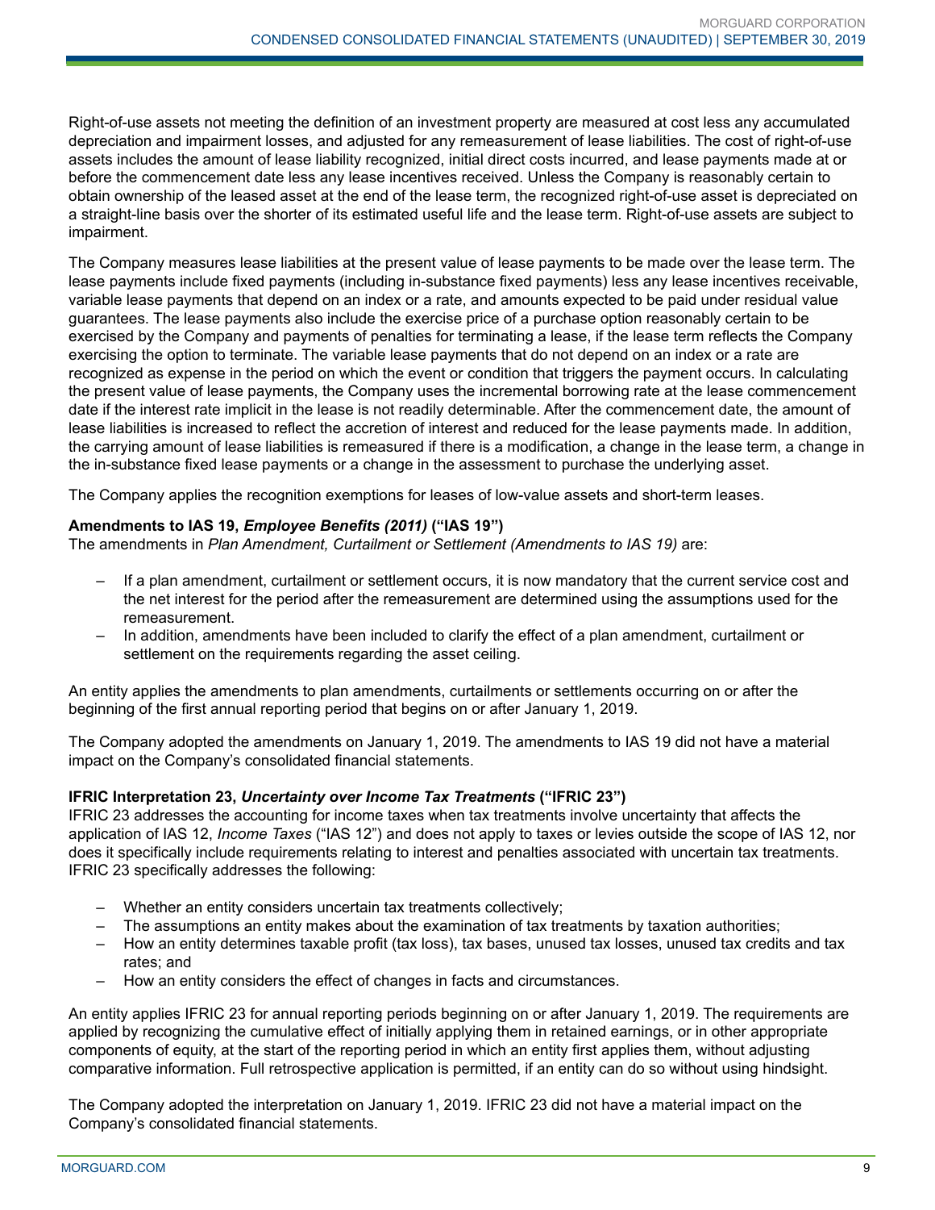Right-of-use assets not meeting the definition of an investment property are measured at cost less any accumulated depreciation and impairment losses, and adjusted for any remeasurement of lease liabilities. The cost of right-of-use assets includes the amount of lease liability recognized, initial direct costs incurred, and lease payments made at or before the commencement date less any lease incentives received. Unless the Company is reasonably certain to obtain ownership of the leased asset at the end of the lease term, the recognized right-of-use asset is depreciated on a straight-line basis over the shorter of its estimated useful life and the lease term. Right-of-use assets are subject to impairment.

The Company measures lease liabilities at the present value of lease payments to be made over the lease term. The lease payments include fixed payments (including in-substance fixed payments) less any lease incentives receivable, variable lease payments that depend on an index or a rate, and amounts expected to be paid under residual value guarantees. The lease payments also include the exercise price of a purchase option reasonably certain to be exercised by the Company and payments of penalties for terminating a lease, if the lease term reflects the Company exercising the option to terminate. The variable lease payments that do not depend on an index or a rate are recognized as expense in the period on which the event or condition that triggers the payment occurs. In calculating the present value of lease payments, the Company uses the incremental borrowing rate at the lease commencement date if the interest rate implicit in the lease is not readily determinable. After the commencement date, the amount of lease liabilities is increased to reflect the accretion of interest and reduced for the lease payments made. In addition, the carrying amount of lease liabilities is remeasured if there is a modification, a change in the lease term, a change in the in-substance fixed lease payments or a change in the assessment to purchase the underlying asset.

The Company applies the recognition exemptions for leases of low-value assets and short-term leases.

**Amendments to IAS 19, *Employee Benefits (2011)* ("IAS 19")**
The amendments in *Plan Amendment, Curtailment or Settlement (Amendments to IAS 19)* are:

- If a plan amendment, curtailment or settlement occurs, it is now mandatory that the current service cost and the net interest for the period after the remeasurement are determined using the assumptions used for the remeasurement.
- In addition, amendments have been included to clarify the effect of a plan amendment, curtailment or settlement on the requirements regarding the asset ceiling.

An entity applies the amendments to plan amendments, curtailments or settlements occurring on or after the beginning of the first annual reporting period that begins on or after January 1, 2019.

The Company adopted the amendments on January 1, 2019. The amendments to IAS 19 did not have a material impact on the Company's consolidated financial statements.

**IFRIC Interpretation 23, *Uncertainty over Income Tax Treatments* ("IFRIC 23")**
IFRIC 23 addresses the accounting for income taxes when tax treatments involve uncertainty that affects the application of IAS 12, *Income Taxes* ("IAS 12") and does not apply to taxes or levies outside the scope of IAS 12, nor does it specifically include requirements relating to interest and penalties associated with uncertain tax treatments. IFRIC 23 specifically addresses the following:

- Whether an entity considers uncertain tax treatments collectively;
- The assumptions an entity makes about the examination of tax treatments by taxation authorities;
- How an entity determines taxable profit (tax loss), tax bases, unused tax losses, unused tax credits and tax rates; and
- How an entity considers the effect of changes in facts and circumstances.

An entity applies IFRIC 23 for annual reporting periods beginning on or after January 1, 2019. The requirements are applied by recognizing the cumulative effect of initially applying them in retained earnings, or in other appropriate components of equity, at the start of the reporting period in which an entity first applies them, without adjusting comparative information. Full retrospective application is permitted, if an entity can do so without using hindsight.

The Company adopted the interpretation on January 1, 2019. IFRIC 23 did not have a material impact on the Company's consolidated financial statements.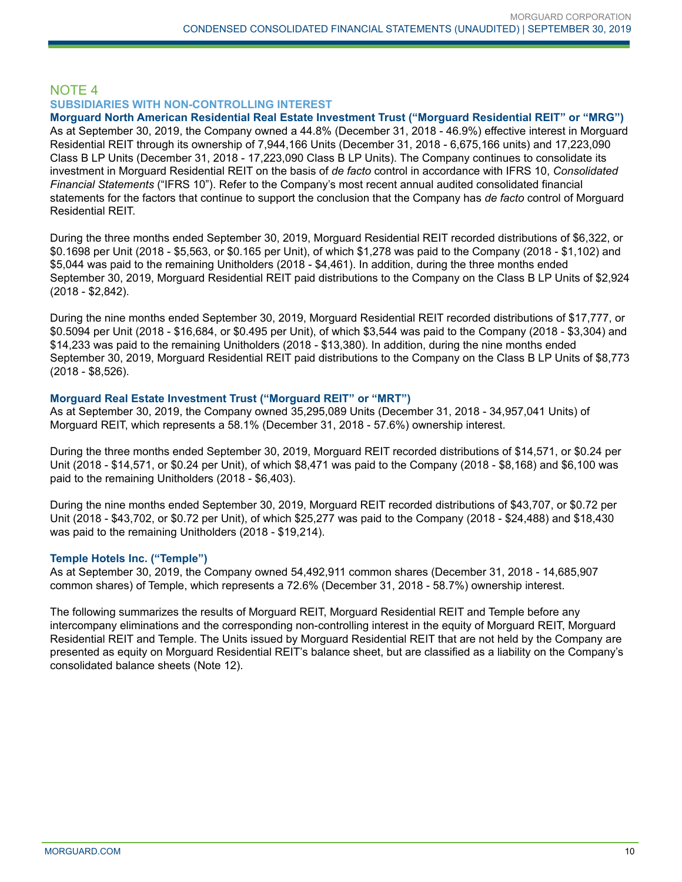# NOTE 4

## SUBSIDIARIES WITH NON-CONTROLLING INTEREST

### Morguard North American Residential Real Estate Investment Trust ("Morguard Residential REIT" or "MRG")

As at September 30, 2019, the Company owned a 44.8% (December 31, 2018 - 46.9%) effective interest in Morguard Residential REIT through its ownership of 7,944,166 Units (December 31, 2018 - 6,675,166 units) and 17,223,090 Class B LP Units (December 31, 2018 - 17,223,090 Class B LP Units). The Company continues to consolidate its investment in Morguard Residential REIT on the basis of *de facto* control in accordance with IFRS 10, *Consolidated Financial Statements* ("IFRS 10"). Refer to the Company's most recent annual audited consolidated financial statements for the factors that continue to support the conclusion that the Company has *de facto* control of Morguard Residential REIT.

During the three months ended September 30, 2019, Morguard Residential REIT recorded distributions of $6,322, or $0.1698 per Unit (2018 - $5,563, or $0.165 per Unit), of which $1,278 was paid to the Company (2018 - $1,102) and $5,044 was paid to the remaining Unitholders (2018 - $4,461). In addition, during the three months ended September 30, 2019, Morguard Residential REIT paid distributions to the Company on the Class B LP Units of $2,924 (2018 - $2,842).

During the nine months ended September 30, 2019, Morguard Residential REIT recorded distributions of $17,777, or $0.5094 per Unit (2018 - $16,684, or $0.495 per Unit), of which $3,544 was paid to the Company (2018 - $3,304) and $14,233 was paid to the remaining Unitholders (2018 - $13,380). In addition, during the nine months ended September 30, 2019, Morguard Residential REIT paid distributions to the Company on the Class B LP Units of $8,773 (2018 - $8,526).

### Morguard Real Estate Investment Trust ("Morguard REIT" or "MRT")

As at September 30, 2019, the Company owned 35,295,089 Units (December 31, 2018 - 34,957,041 Units) of Morguard REIT, which represents a 58.1% (December 31, 2018 - 57.6%) ownership interest.

During the three months ended September 30, 2019, Morguard REIT recorded distributions of $14,571, or $0.24 per Unit (2018 - $14,571, or $0.24 per Unit), of which $8,471 was paid to the Company (2018 - $8,168) and $6,100 was paid to the remaining Unitholders (2018 - $6,403).

During the nine months ended September 30, 2019, Morguard REIT recorded distributions of $43,707, or $0.72 per Unit (2018 - $43,702, or $0.72 per Unit), of which $25,277 was paid to the Company (2018 - $24,488) and $18,430 was paid to the remaining Unitholders (2018 - $19,214).

### Temple Hotels Inc. ("Temple")

As at September 30, 2019, the Company owned 54,492,911 common shares (December 31, 2018 - 14,685,907 common shares) of Temple, which represents a 72.6% (December 31, 2018 - 58.7%) ownership interest.

The following summarizes the results of Morguard REIT, Morguard Residential REIT and Temple before any intercompany eliminations and the corresponding non-controlling interest in the equity of Morguard REIT, Morguard Residential REIT and Temple. The Units issued by Morguard Residential REIT that are not held by the Company are presented as equity on Morguard Residential REIT's balance sheet, but are classified as a liability on the Company's consolidated balance sheets (Note 12).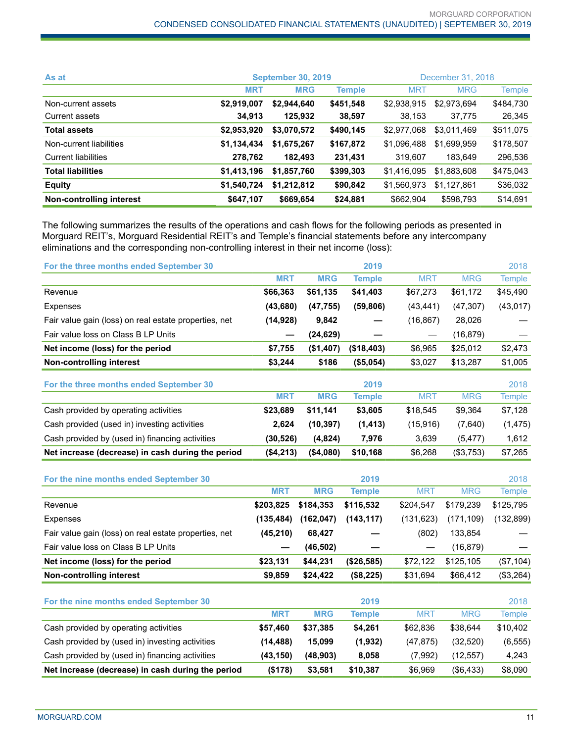| As at | September 30, 2019 | | | December 31, 2018 | | |
|---|---|---|---|---|---|---|
| | MRT | MRG | Temple | MRT | MRG | Temple |
| Non-current assets | $2,919,007 | $2,944,640 | $451,548 | $2,938,915 | $2,973,694 | $484,730 |
| Current assets | 34,913 | 125,932 | 38,597 | 38,153 | 37,775 | 26,345 |
| **Total assets** | **$2,953,920** | **$3,070,572** | **$490,145** | $2,977,068 | $3,011,469 | $511,075 |
| Non-current liabilities | $1,134,434 | $1,675,267 | $167,872 | $1,096,488 | $1,699,959 | $178,507 |
| Current liabilities | 278,762 | 182,493 | 231,431 | 319,607 | 183,649 | 296,536 |
| **Total liabilities** | **$1,413,196** | **$1,857,760** | **$399,303** | $1,416,095 | $1,883,608 | $475,043 |
| **Equity** | **$1,540,724** | **$1,212,812** | **$90,842** | $1,560,973 | $1,127,861 | $36,032 |
| **Non-controlling interest** | **$647,107** | **$669,654** | **$24,881** | $662,904 | $598,793 | $14,691 |

The following summarizes the results of the operations and cash flows for the following periods as presented in Morguard REIT's, Morguard Residential REIT's and Temple's financial statements before any intercompany eliminations and the corresponding non-controlling interest in their net income (loss):

| For the three months ended September 30 | | | 2019 | | | 2018 |
|---|---|---|---|---|---|---|
| | MRT | MRG | Temple | MRT | MRG | Temple |
| Revenue | $66,363 | $61,135 | $41,403 | $67,273 | $61,172 | $45,490 |
| Expenses | (43,680) | (47,755) | (59,806) | (43,441) | (47,307) | (43,017) |
| Fair value gain (loss) on real estate properties, net | (14,928) | 9,842 | — | (16,867) | 28,026 | — |
| Fair value loss on Class B LP Units | — | (24,629) | — | — | (16,879) | — |
| **Net income (loss) for the period** | **$7,755** | **($1,407)** | **($18,403)** | $6,965 | $25,012 | $2,473 |
| **Non-controlling interest** | **$3,244** | **$186** | **($5,054)** | $3,027 | $13,287 | $1,005 |

| For the three months ended September 30 | | | 2019 | | | 2018 |
|---|---|---|---|---|---|---|
| | MRT | MRG | Temple | MRT | MRG | Temple |
| Cash provided by operating activities | $23,689 | $11,141 | $3,605 | $18,545 | $9,364 | $7,128 |
| Cash provided (used in) investing activities | 2,624 | (10,397) | (1,413) | (15,916) | (7,640) | (1,475) |
| Cash provided by (used in) financing activities | (30,526) | (4,824) | 7,976 | 3,639 | (5,477) | 1,612 |
| **Net increase (decrease) in cash during the period** | **($4,213)** | **($4,080)** | **$10,168** | $6,268 | ($3,753) | $7,265 |

| For the nine months ended September 30 | | | 2019 | | | 2018 |
|---|---|---|---|---|---|---|
| | MRT | MRG | Temple | MRT | MRG | Temple |
| Revenue | $203,825 | $184,353 | $116,532 | $204,547 | $179,239 | $125,795 |
| Expenses | (135,484) | (162,047) | (143,117) | (131,623) | (171,109) | (132,899) |
| Fair value gain (loss) on real estate properties, net | (45,210) | 68,427 | — | (802) | 133,854 | — |
| Fair value loss on Class B LP Units | — | (46,502) | — | — | (16,879) | — |
| **Net income (loss) for the period** | **$23,131** | **$44,231** | **($26,585)** | $72,122 | $125,105 | ($7,104) |
| **Non-controlling interest** | **$9,859** | **$24,422** | **($8,225)** | $31,694 | $66,412 | ($3,264) |

| For the nine months ended September 30 | | | 2019 | | | 2018 |
|---|---|---|---|---|---|---|
| | MRT | MRG | Temple | MRT | MRG | Temple |
| Cash provided by operating activities | $57,460 | $37,385 | $4,261 | $62,836 | $38,644 | $10,402 |
| Cash provided by (used in) investing activities | (14,488) | 15,099 | (1,932) | (47,875) | (32,520) | (6,555) |
| Cash provided by (used in) financing activities | (43,150) | (48,903) | 8,058 | (7,992) | (12,557) | 4,243 |
| **Net increase (decrease) in cash during the period** | **($178)** | **$3,581** | **$10,387** | $6,969 | ($6,433) | $8,090 |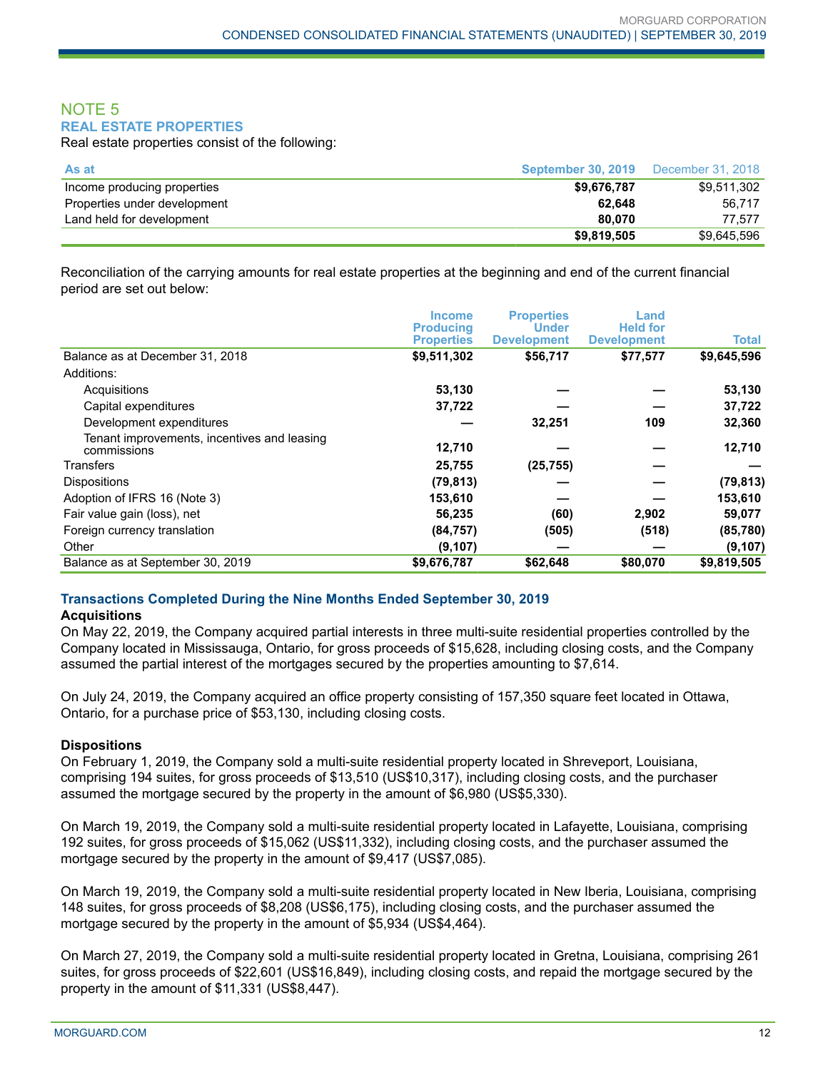## NOTE 5

### REAL ESTATE PROPERTIES

Real estate properties consist of the following:

| As at | September 30, 2019 | December 31, 2018 |
|---|---|---|
| Income producing properties | **$9,676,787** | $9,511,302 |
| Properties under development | **62,648** | 56,717 |
| Land held for development | **80,070** | 77,577 |
| | **$9,819,505** | $9,645,596 |

Reconciliation of the carrying amounts for real estate properties at the beginning and end of the current financial period are set out below:

| | Income Producing Properties | Properties Under Development | Land Held for Development | Total |
|---|---|---|---|---|
| Balance as at December 31, 2018 | **$9,511,302** | **$56,717** | **$77,577** | **$9,645,596** |
| Additions: | | | | |
| Acquisitions | **53,130** | **—** | **—** | **53,130** |
| Capital expenditures | **37,722** | **—** | **—** | **37,722** |
| Development expenditures | **—** | **32,251** | **109** | **32,360** |
| Tenant improvements, incentives and leasing commissions | **12,710** | **—** | **—** | **12,710** |
| Transfers | **25,755** | **(25,755)** | **—** | **—** |
| Dispositions | **(79,813)** | **—** | **—** | **(79,813)** |
| Adoption of IFRS 16 (Note 3) | **153,610** | **—** | **—** | **153,610** |
| Fair value gain (loss), net | **56,235** | **(60)** | **2,902** | **59,077** |
| Foreign currency translation | **(84,757)** | **(505)** | **(518)** | **(85,780)** |
| Other | **(9,107)** | **—** | **—** | **(9,107)** |
| Balance as at September 30, 2019 | **$9,676,787** | **$62,648** | **$80,070** | **$9,819,505** |

### Transactions Completed During the Nine Months Ended September 30, 2019

**Acquisitions**

On May 22, 2019, the Company acquired partial interests in three multi-suite residential properties controlled by the Company located in Mississauga, Ontario, for gross proceeds of $15,628, including closing costs, and the Company assumed the partial interest of the mortgages secured by the properties amounting to $7,614.

On July 24, 2019, the Company acquired an office property consisting of 157,350 square feet located in Ottawa, Ontario, for a purchase price of $53,130, including closing costs.

**Dispositions**

On February 1, 2019, the Company sold a multi-suite residential property located in Shreveport, Louisiana, comprising 194 suites, for gross proceeds of $13,510 (US$10,317), including closing costs, and the purchaser assumed the mortgage secured by the property in the amount of $6,980 (US$5,330).

On March 19, 2019, the Company sold a multi-suite residential property located in Lafayette, Louisiana, comprising 192 suites, for gross proceeds of $15,062 (US$11,332), including closing costs, and the purchaser assumed the mortgage secured by the property in the amount of $9,417 (US$7,085).

On March 19, 2019, the Company sold a multi-suite residential property located in New Iberia, Louisiana, comprising 148 suites, for gross proceeds of $8,208 (US$6,175), including closing costs, and the purchaser assumed the mortgage secured by the property in the amount of $5,934 (US$4,464).

On March 27, 2019, the Company sold a multi-suite residential property located in Gretna, Louisiana, comprising 261 suites, for gross proceeds of $22,601 (US$16,849), including closing costs, and repaid the mortgage secured by the property in the amount of $11,331 (US$8,447).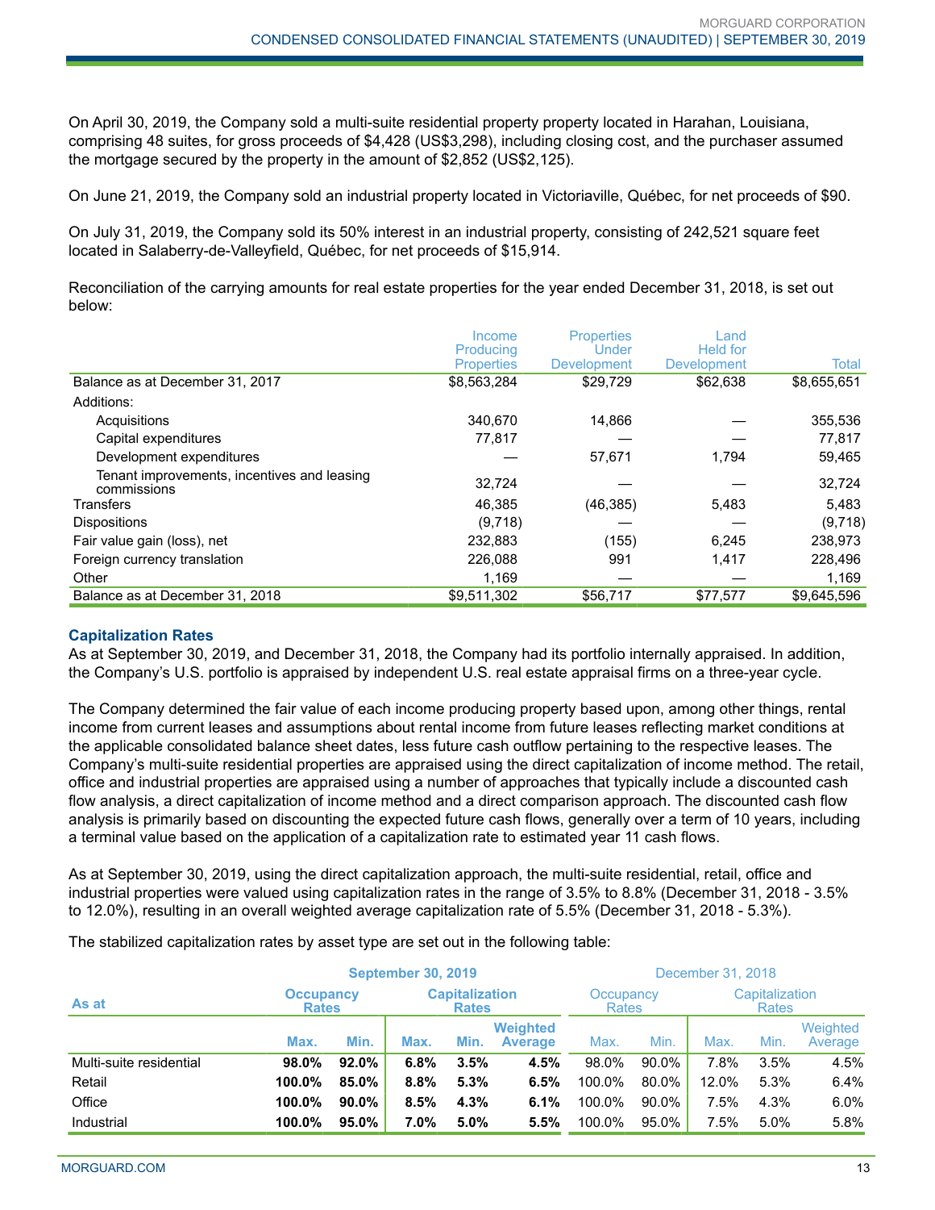On April 30, 2019, the Company sold a multi-suite residential property property located in Harahan, Louisiana, comprising 48 suites, for gross proceeds of $4,428 (US$3,298), including closing cost, and the purchaser assumed the mortgage secured by the property in the amount of $2,852 (US$2,125).

On June 21, 2019, the Company sold an industrial property located in Victoriaville, Québec, for net proceeds of $90.

On July 31, 2019, the Company sold its 50% interest in an industrial property, consisting of 242,521 square feet located in Salaberry-de-Valleyfield, Québec, for net proceeds of $15,914.

Reconciliation of the carrying amounts for real estate properties for the year ended December 31, 2018, is set out below:

| | Income Producing Properties | Properties Under Development | Land Held for Development | Total |
|---|---|---|---|---|
| Balance as at December 31, 2017 | $8,563,284 | $29,729 | $62,638 | $8,655,651 |
| Additions: | | | | |
| Acquisitions | 340,670 | 14,866 | — | 355,536 |
| Capital expenditures | 77,817 | — | — | 77,817 |
| Development expenditures | — | 57,671 | 1,794 | 59,465 |
| Tenant improvements, incentives and leasing commissions | 32,724 | — | — | 32,724 |
| Transfers | 46,385 | (46,385) | 5,483 | 5,483 |
| Dispositions | (9,718) | — | — | (9,718) |
| Fair value gain (loss), net | 232,883 | (155) | 6,245 | 238,973 |
| Foreign currency translation | 226,088 | 991 | 1,417 | 228,496 |
| Other | 1,169 | — | — | 1,169 |
| Balance as at December 31, 2018 | $9,511,302 | $56,717 | $77,577 | $9,645,596 |

### Capitalization Rates

As at September 30, 2019, and December 31, 2018, the Company had its portfolio internally appraised. In addition, the Company's U.S. portfolio is appraised by independent U.S. real estate appraisal firms on a three-year cycle.

The Company determined the fair value of each income producing property based upon, among other things, rental income from current leases and assumptions about rental income from future leases reflecting market conditions at the applicable consolidated balance sheet dates, less future cash outflow pertaining to the respective leases. The Company's multi-suite residential properties are appraised using the direct capitalization of income method. The retail, office and industrial properties are appraised using a number of approaches that typically include a discounted cash flow analysis, a direct capitalization of income method and a direct comparison approach. The discounted cash flow analysis is primarily based on discounting the expected future cash flows, generally over a term of 10 years, including a terminal value based on the application of a capitalization rate to estimated year 11 cash flows.

As at September 30, 2019, using the direct capitalization approach, the multi-suite residential, retail, office and industrial properties were valued using capitalization rates in the range of 3.5% to 8.8% (December 31, 2018 - 3.5% to 12.0%), resulting in an overall weighted average capitalization rate of 5.5% (December 31, 2018 - 5.3%).

The stabilized capitalization rates by asset type are set out in the following table:

| | **September 30, 2019** | | | | | December 31, 2018 | | | | |
|---|---|---|---|---|---|---|---|---|---|---|
| **As at** | **Occupancy Rates** | | **Capitalization Rates** | | | Occupancy Rates | | Capitalization Rates | | |
| | **Max.** | **Min.** | **Max.** | **Min.** | **Weighted Average** | Max. | Min. | Max. | Min. | Weighted Average |
| Multi-suite residential | **98.0%** | **92.0%** | **6.8%** | **3.5%** | **4.5%** | 98.0% | 90.0% | 7.8% | 3.5% | 4.5% |
| Retail | **100.0%** | **85.0%** | **8.8%** | **5.3%** | **6.5%** | 100.0% | 80.0% | 12.0% | 5.3% | 6.4% |
| Office | **100.0%** | **90.0%** | **8.5%** | **4.3%** | **6.1%** | 100.0% | 90.0% | 7.5% | 4.3% | 6.0% |
| Industrial | **100.0%** | **95.0%** | **7.0%** | **5.0%** | **5.5%** | 100.0% | 95.0% | 7.5% | 5.0% | 5.8% |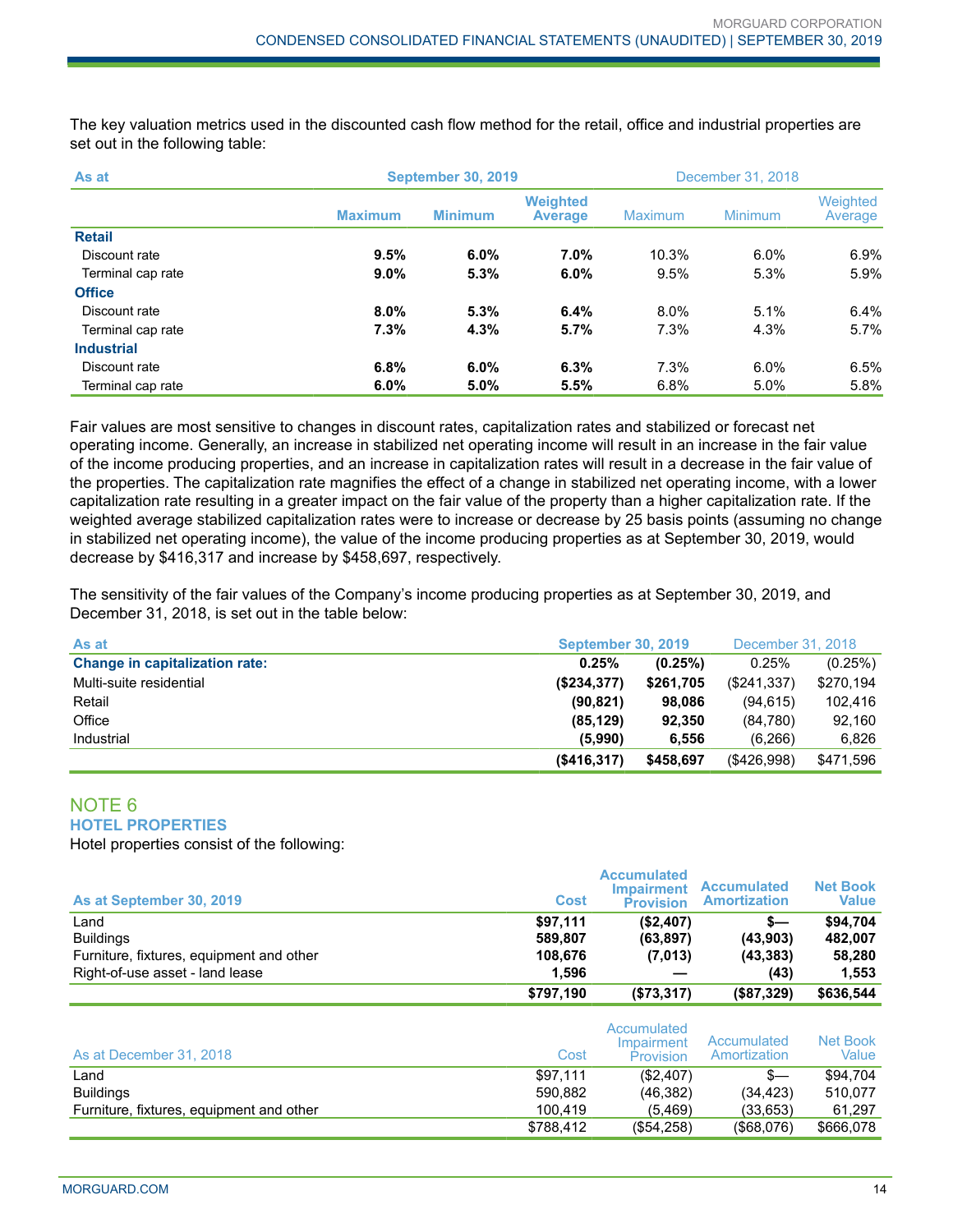The key valuation metrics used in the discounted cash flow method for the retail, office and industrial properties are set out in the following table:

| As at | September 30, 2019 | | | December 31, 2018 | | |
|---|---|---|---|---|---|---|
| | **Maximum** | **Minimum** | **Weighted Average** | Maximum | Minimum | Weighted Average |
| **Retail** | | | | | | |
| Discount rate | **9.5%** | **6.0%** | **7.0%** | 10.3% | 6.0% | 6.9% |
| Terminal cap rate | **9.0%** | **5.3%** | **6.0%** | 9.5% | 5.3% | 5.9% |
| **Office** | | | | | | |
| Discount rate | **8.0%** | **5.3%** | **6.4%** | 8.0% | 5.1% | 6.4% |
| Terminal cap rate | **7.3%** | **4.3%** | **5.7%** | 7.3% | 4.3% | 5.7% |
| **Industrial** | | | | | | |
| Discount rate | **6.8%** | **6.0%** | **6.3%** | 7.3% | 6.0% | 6.5% |
| Terminal cap rate | **6.0%** | **5.0%** | **5.5%** | 6.8% | 5.0% | 5.8% |

Fair values are most sensitive to changes in discount rates, capitalization rates and stabilized or forecast net operating income. Generally, an increase in stabilized net operating income will result in an increase in the fair value of the income producing properties, and an increase in capitalization rates will result in a decrease in the fair value of the properties. The capitalization rate magnifies the effect of a change in stabilized net operating income, with a lower capitalization rate resulting in a greater impact on the fair value of the property than a higher capitalization rate. If the weighted average stabilized capitalization rates were to increase or decrease by 25 basis points (assuming no change in stabilized net operating income), the value of the income producing properties as at September 30, 2019, would decrease by $416,317 and increase by $458,697, respectively.

The sensitivity of the fair values of the Company's income producing properties as at September 30, 2019, and December 31, 2018, is set out in the table below:

| As at | September 30, 2019 | | December 31, 2018 | |
|---|---|---|---|---|
| **Change in capitalization rate:** | **0.25%** | **(0.25%)** | 0.25% | (0.25%) |
| Multi-suite residential | **($234,377)** | **$261,705** | ($241,337) | $270,194 |
| Retail | **(90,821)** | **98,086** | (94,615) | 102,416 |
| Office | **(85,129)** | **92,350** | (84,780) | 92,160 |
| Industrial | **(5,990)** | **6,556** | (6,266) | 6,826 |
| | **($416,317)** | **$458,697** | ($426,998) | $471,596 |

## NOTE 6
### HOTEL PROPERTIES

Hotel properties consist of the following:

| As at September 30, 2019 | Cost | Accumulated Impairment Provision | Accumulated Amortization | Net Book Value |
|---|---|---|---|---|
| Land | **$97,111** | **($2,407)** | **$—** | **$94,704** |
| Buildings | **589,807** | **(63,897)** | **(43,903)** | **482,007** |
| Furniture, fixtures, equipment and other | **108,676** | **(7,013)** | **(43,383)** | **58,280** |
| Right-of-use asset - land lease | **1,596** | **—** | **(43)** | **1,553** |
| | **$797,190** | **($73,317)** | **($87,329)** | **$636,544** |

| As at December 31, 2018 | Cost | Accumulated Impairment Provision | Accumulated Amortization | Net Book Value |
|---|---|---|---|---|
| Land | $97,111 | ($2,407) | $— | $94,704 |
| Buildings | 590,882 | (46,382) | (34,423) | 510,077 |
| Furniture, fixtures, equipment and other | 100,419 | (5,469) | (33,653) | 61,297 |
| | $788,412 | ($54,258) | ($68,076) | $666,078 |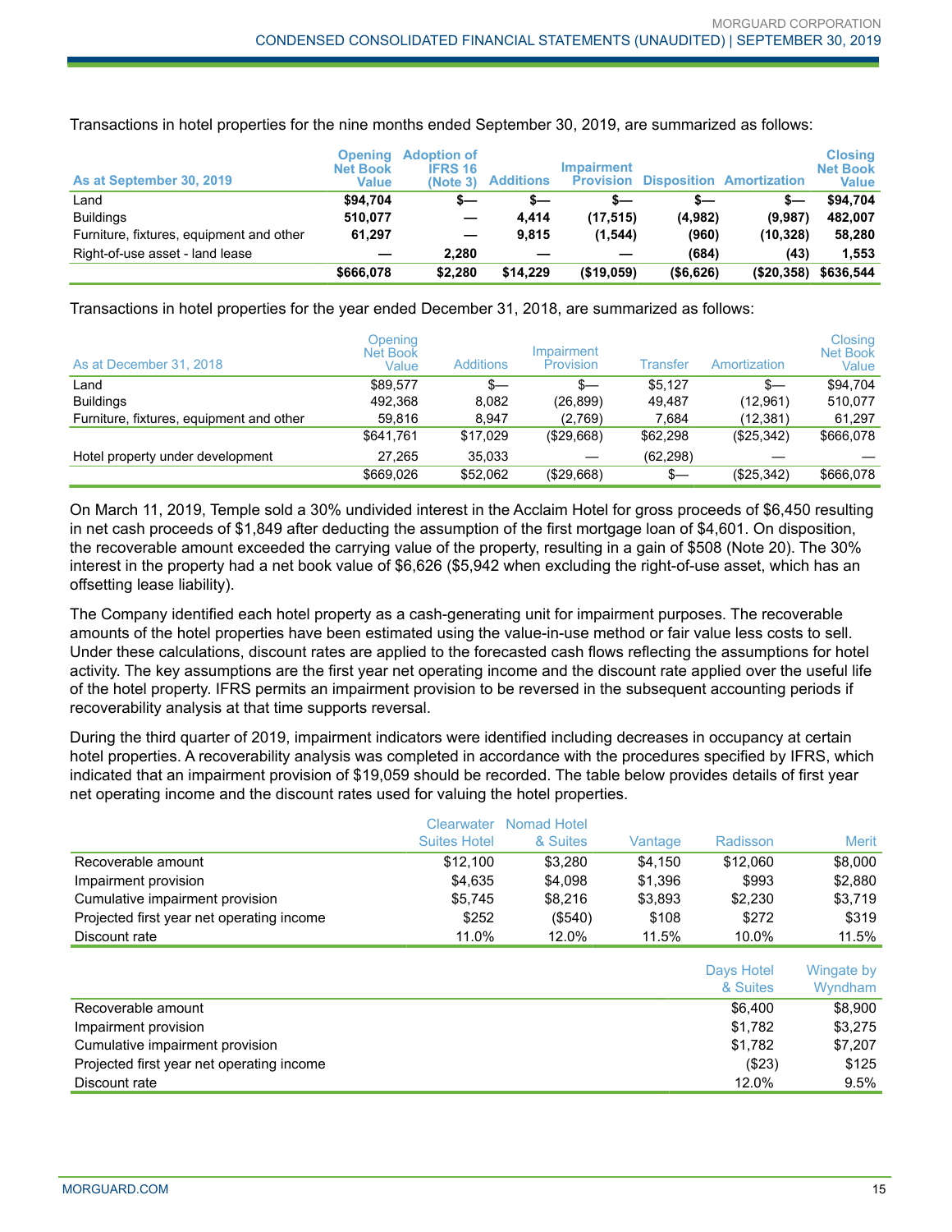Transactions in hotel properties for the nine months ended September 30, 2019, are summarized as follows:

| As at September 30, 2019 | Opening Net Book Value | Adoption of IFRS 16 (Note 3) | Additions | Impairment Provision | Disposition | Amortization | Closing Net Book Value |
|---|---|---|---|---|---|---|---|
| Land | **$94,704** | **$—** | **$—** | **$—** | **$—** | **$—** | **$94,704** |
| Buildings | **510,077** | **—** | **4,414** | **(17,515)** | **(4,982)** | **(9,987)** | **482,007** |
| Furniture, fixtures, equipment and other | **61,297** | **—** | **9,815** | **(1,544)** | **(960)** | **(10,328)** | **58,280** |
| Right-of-use asset - land lease | **—** | **2,280** | **—** | **—** | **(684)** | **(43)** | **1,553** |
| | **$666,078** | **$2,280** | **$14,229** | **($19,059)** | **($6,626)** | **($20,358)** | **$636,544** |

Transactions in hotel properties for the year ended December 31, 2018, are summarized as follows:

| As at December 31, 2018 | Opening Net Book Value | Additions | Impairment Provision | Transfer | Amortization | Closing Net Book Value |
|---|---|---|---|---|---|---|
| Land | $89,577 | $— | $— | $5,127 | $— | $94,704 |
| Buildings | 492,368 | 8,082 | (26,899) | 49,487 | (12,961) | 510,077 |
| Furniture, fixtures, equipment and other | 59,816 | 8,947 | (2,769) | 7,684 | (12,381) | 61,297 |
| | $641,761 | $17,029 | ($29,668) | $62,298 | ($25,342) | $666,078 |
| Hotel property under development | 27,265 | 35,033 | — | (62,298) | — | — |
| | $669,026 | $52,062 | ($29,668) | $— | ($25,342) | $666,078 |

On March 11, 2019, Temple sold a 30% undivided interest in the Acclaim Hotel for gross proceeds of $6,450 resulting in net cash proceeds of $1,849 after deducting the assumption of the first mortgage loan of $4,601. On disposition, the recoverable amount exceeded the carrying value of the property, resulting in a gain of $508 (Note 20). The 30% interest in the property had a net book value of $6,626 ($5,942 when excluding the right-of-use asset, which has an offsetting lease liability).

The Company identified each hotel property as a cash-generating unit for impairment purposes. The recoverable amounts of the hotel properties have been estimated using the value-in-use method or fair value less costs to sell. Under these calculations, discount rates are applied to the forecasted cash flows reflecting the assumptions for hotel activity. The key assumptions are the first year net operating income and the discount rate applied over the useful life of the hotel property. IFRS permits an impairment provision to be reversed in the subsequent accounting periods if recoverability analysis at that time supports reversal.

During the third quarter of 2019, impairment indicators were identified including decreases in occupancy at certain hotel properties. A recoverability analysis was completed in accordance with the procedures specified by IFRS, which indicated that an impairment provision of $19,059 should be recorded. The table below provides details of first year net operating income and the discount rates used for valuing the hotel properties.

| | Clearwater Suites Hotel | Nomad Hotel & Suites | Vantage | Radisson | Merit |
|---|---|---|---|---|---|
| Recoverable amount | $12,100 | $3,280 | $4,150 | $12,060 | $8,000 |
| Impairment provision | $4,635 | $4,098 | $1,396 | $993 | $2,880 |
| Cumulative impairment provision | $5,745 | $8,216 | $3,893 | $2,230 | $3,719 |
| Projected first year net operating income | $252 | ($540) | $108 | $272 | $319 |
| Discount rate | 11.0% | 12.0% | 11.5% | 10.0% | 11.5% |

| | Days Hotel & Suites | Wingate by Wyndham |
|---|---|---|
| Recoverable amount | $6,400 | $8,900 |
| Impairment provision | $1,782 | $3,275 |
| Cumulative impairment provision | $1,782 | $7,207 |
| Projected first year net operating income | ($23) | $125 |
| Discount rate | 12.0% | 9.5% |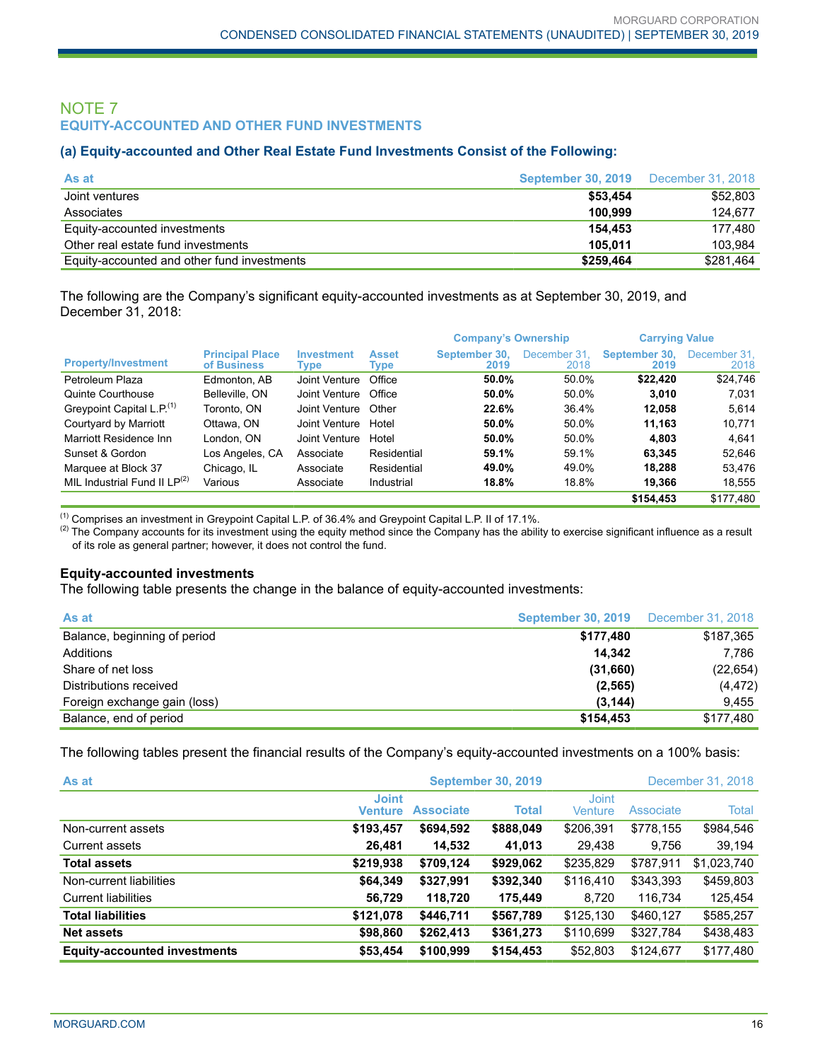## NOTE 7

## EQUITY-ACCOUNTED AND OTHER FUND INVESTMENTS

### (a) Equity-accounted and Other Real Estate Fund Investments Consist of the Following:

| As at | September 30, 2019 | December 31, 2018 |
|---|---|---|
| Joint ventures | **$53,454** | $52,803 |
| Associates | **100,999** | 124,677 |
| Equity-accounted investments | **154,453** | 177,480 |
| Other real estate fund investments | **105,011** | 103,984 |
| Equity-accounted and other fund investments | **$259,464** | $281,464 |

The following are the Company's significant equity-accounted investments as at September 30, 2019, and December 31, 2018:

| | | | | Company's Ownership | | Carrying Value | |
|---|---|---|---|---|---|---|---|
| Property/Investment | Principal Place of Business | Investment Type | Asset Type | September 30, 2019 | December 31, 2018 | September 30, 2019 | December 31, 2018 |
| Petroleum Plaza | Edmonton, AB | Joint Venture | Office | **50.0%** | 50.0% | **$22,420** | $24,746 |
| Quinte Courthouse | Belleville, ON | Joint Venture | Office | **50.0%** | 50.0% | **3,010** | 7,031 |
| Greypoint Capital L.P.[1] | Toronto, ON | Joint Venture | Other | **22.6%** | 36.4% | **12,058** | 5,614 |
| Courtyard by Marriott | Ottawa, ON | Joint Venture | Hotel | **50.0%** | 50.0% | **11,163** | 10,771 |
| Marriott Residence Inn | London, ON | Joint Venture | Hotel | **50.0%** | 50.0% | **4,803** | 4,641 |
| Sunset & Gordon | Los Angeles, CA | Associate | Residential | **59.1%** | 59.1% | **63,345** | 52,646 |
| Marquee at Block 37 | Chicago, IL | Associate | Residential | **49.0%** | 49.0% | **18,288** | 53,476 |
| MIL Industrial Fund II LP[2] | Various | Associate | Industrial | **18.8%** | 18.8% | **19,366** | 18,555 |
| | | | | | | **$154,453** | $177,480 |

[1] Comprises an investment in Greypoint Capital L.P. of 36.4% and Greypoint Capital L.P. II of 17.1%.

[2] The Company accounts for its investment using the equity method since the Company has the ability to exercise significant influence as a result of its role as general partner; however, it does not control the fund.

**Equity-accounted investments**

The following table presents the change in the balance of equity-accounted investments:

| As at | September 30, 2019 | December 31, 2018 |
|---|---|---|
| Balance, beginning of period | **$177,480** | $187,365 |
| Additions | **14,342** | 7,786 |
| Share of net loss | **(31,660)** | (22,654) |
| Distributions received | **(2,565)** | (4,472) |
| Foreign exchange gain (loss) | **(3,144)** | 9,455 |
| Balance, end of period | **$154,453** | $177,480 |

The following tables present the financial results of the Company's equity-accounted investments on a 100% basis:

| As at | September 30, 2019 | | | December 31, 2018 | | |
|---|---|---|---|---|---|---|
| | Joint Venture | Associate | Total | Joint Venture | Associate | Total |
| Non-current assets | **$193,457** | **$694,592** | **$888,049** | $206,391 | $778,155 | $984,546 |
| Current assets | **26,481** | **14,532** | **41,013** | 29,438 | 9,756 | 39,194 |
| **Total assets** | **$219,938** | **$709,124** | **$929,062** | $235,829 | $787,911 | $1,023,740 |
| Non-current liabilities | **$64,349** | **$327,991** | **$392,340** | $116,410 | $343,393 | $459,803 |
| Current liabilities | **56,729** | **118,720** | **175,449** | 8,720 | 116,734 | 125,454 |
| **Total liabilities** | **$121,078** | **$446,711** | **$567,789** | $125,130 | $460,127 | $585,257 |
| **Net assets** | **$98,860** | **$262,413** | **$361,273** | $110,699 | $327,784 | $438,483 |
| **Equity-accounted investments** | **$53,454** | **$100,999** | **$154,453** | $52,803 | $124,677 | $177,480 |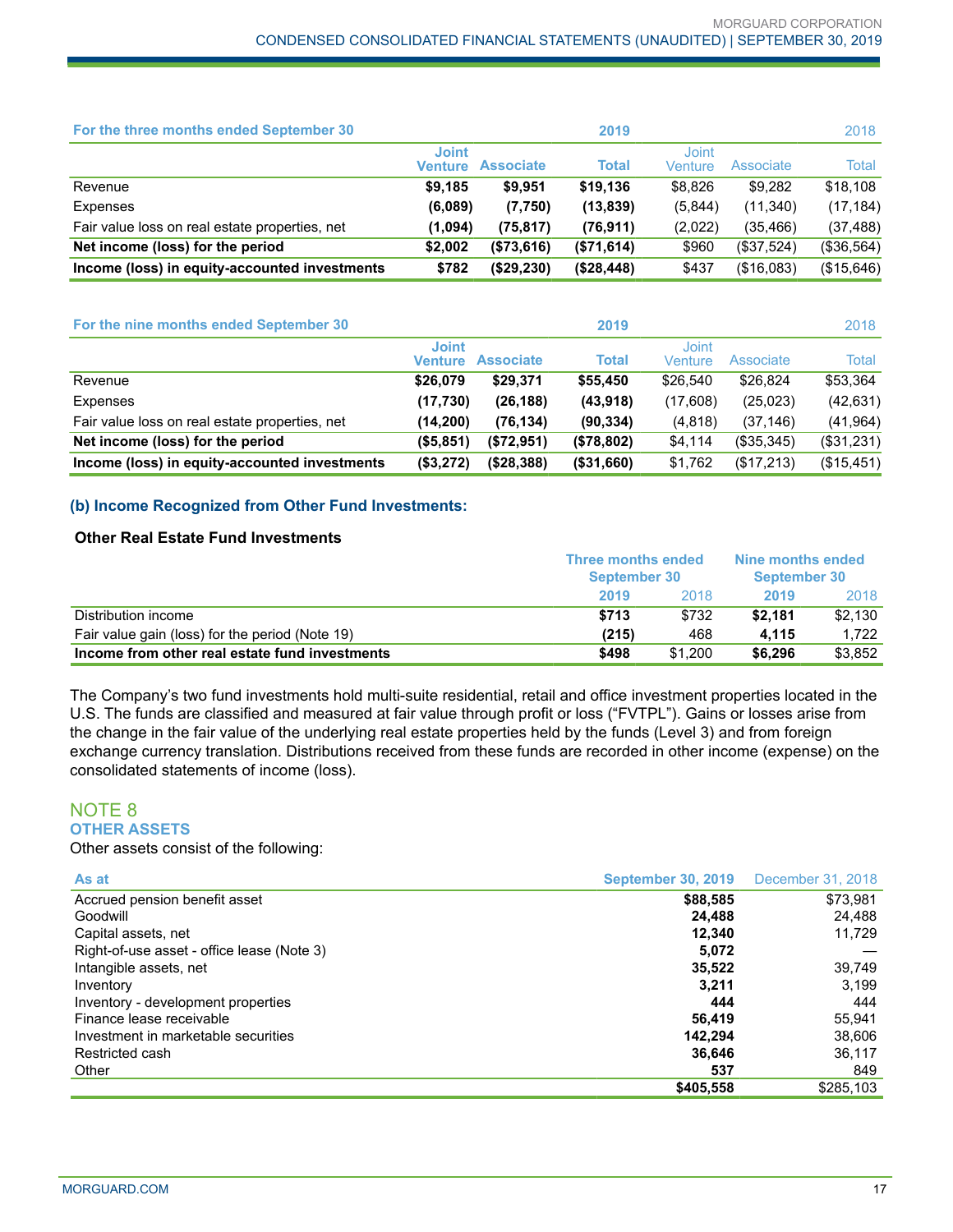| For the three months ended September 30 | | | 2019 | | | 2018 |
|---|---|---|---|---|---|---|
| | **Joint Venture** | **Associate** | **Total** | Joint Venture | Associate | Total |
| Revenue | **$9,185** | **$9,951** | **$19,136** | $8,826 | $9,282 | $18,108 |
| Expenses | **(6,089)** | **(7,750)** | **(13,839)** | (5,844) | (11,340) | (17,184) |
| Fair value loss on real estate properties, net | **(1,094)** | **(75,817)** | **(76,911)** | (2,022) | (35,466) | (37,488) |
| **Net income (loss) for the period** | **$2,002** | **($73,616)** | **($71,614)** | $960 | ($37,524) | ($36,564) |
| **Income (loss) in equity-accounted investments** | **$782** | **($29,230)** | **($28,448)** | $437 | ($16,083) | ($15,646) |

| For the nine months ended September 30 | | | 2019 | | | 2018 |
|---|---|---|---|---|---|---|
| | **Joint Venture** | **Associate** | **Total** | Joint Venture | Associate | Total |
| Revenue | **$26,079** | **$29,371** | **$55,450** | $26,540 | $26,824 | $53,364 |
| Expenses | **(17,730)** | **(26,188)** | **(43,918)** | (17,608) | (25,023) | (42,631) |
| Fair value loss on real estate properties, net | **(14,200)** | **(76,134)** | **(90,334)** | (4,818) | (37,146) | (41,964) |
| **Net income (loss) for the period** | **($5,851)** | **($72,951)** | **($78,802)** | $4,114 | ($35,345) | ($31,231) |
| **Income (loss) in equity-accounted investments** | **($3,272)** | **($28,388)** | **($31,660)** | $1,762 | ($17,213) | ($15,451) |

### (b) Income Recognized from Other Fund Investments:

**Other Real Estate Fund Investments**

| | Three months ended September 30 | | Nine months ended September 30 | |
|---|---|---|---|---|
| | **2019** | 2018 | **2019** | 2018 |
| Distribution income | **$713** | $732 | **$2,181** | $2,130 |
| Fair value gain (loss) for the period (Note 19) | **(215)** | 468 | **4,115** | 1,722 |
| **Income from other real estate fund investments** | **$498** | $1,200 | **$6,296** | $3,852 |

The Company's two fund investments hold multi-suite residential, retail and office investment properties located in the U.S. The funds are classified and measured at fair value through profit or loss ("FVTPL"). Gains or losses arise from the change in the fair value of the underlying real estate properties held by the funds (Level 3) and from foreign exchange currency translation. Distributions received from these funds are recorded in other income (expense) on the consolidated statements of income (loss).

## NOTE 8
### OTHER ASSETS

Other assets consist of the following:

| As at | September 30, 2019 | December 31, 2018 |
|---|---|---|
| Accrued pension benefit asset | **$88,585** | $73,981 |
| Goodwill | **24,488** | 24,488 |
| Capital assets, net | **12,340** | 11,729 |
| Right-of-use asset - office lease (Note 3) | **5,072** | — |
| Intangible assets, net | **35,522** | 39,749 |
| Inventory | **3,211** | 3,199 |
| Inventory - development properties | **444** | 444 |
| Finance lease receivable | **56,419** | 55,941 |
| Investment in marketable securities | **142,294** | 38,606 |
| Restricted cash | **36,646** | 36,117 |
| Other | **537** | 849 |
| | **$405,558** | $285,103 |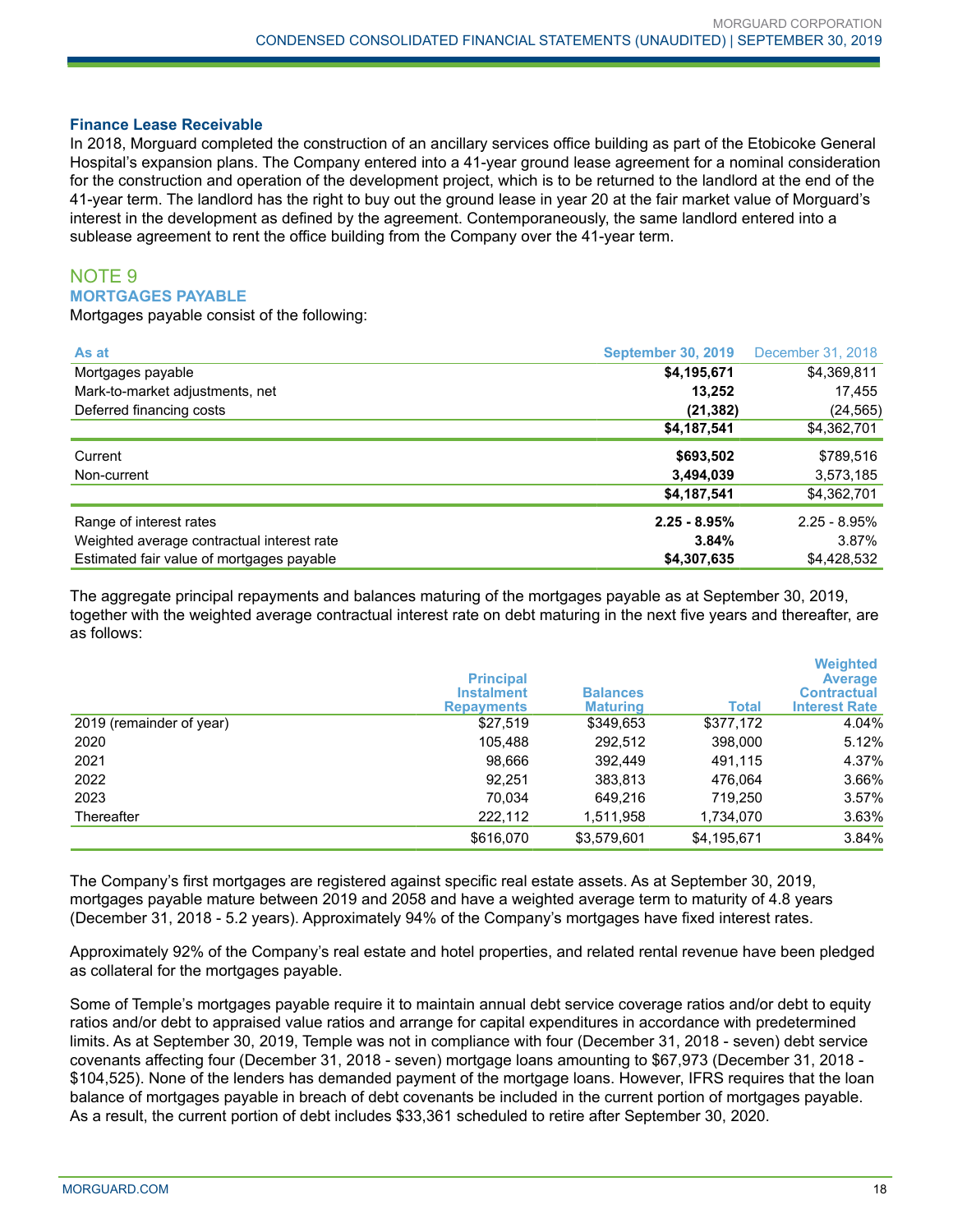### Finance Lease Receivable

In 2018, Morguard completed the construction of an ancillary services office building as part of the Etobicoke General Hospital's expansion plans. The Company entered into a 41-year ground lease agreement for a nominal consideration for the construction and operation of the development project, which is to be returned to the landlord at the end of the 41-year term. The landlord has the right to buy out the ground lease in year 20 at the fair market value of Morguard's interest in the development as defined by the agreement. Contemporaneously, the same landlord entered into a sublease agreement to rent the office building from the Company over the 41-year term.

## NOTE 9
### MORTGAGES PAYABLE

Mortgages payable consist of the following:

| As at | September 30, 2019 | December 31, 2018 |
|---|---|---|
| Mortgages payable | **$4,195,671** | $4,369,811 |
| Mark-to-market adjustments, net | **13,252** | 17,455 |
| Deferred financing costs | **(21,382)** | (24,565) |
| | **$4,187,541** | $4,362,701 |
| Current | **$693,502** | $789,516 |
| Non-current | **3,494,039** | 3,573,185 |
| | **$4,187,541** | $4,362,701 |
| Range of interest rates | **2.25 - 8.95%** | 2.25 - 8.95% |
| Weighted average contractual interest rate | **3.84%** | 3.87% |
| Estimated fair value of mortgages payable | **$4,307,635** | $4,428,532 |

The aggregate principal repayments and balances maturing of the mortgages payable as at September 30, 2019, together with the weighted average contractual interest rate on debt maturing in the next five years and thereafter, are as follows:

| | Principal Instalment Repayments | Balances Maturing | Total | Weighted Average Contractual Interest Rate |
|---|---|---|---|---|
| 2019 (remainder of year) | $27,519 | $349,653 | $377,172 | 4.04% |
| 2020 | 105,488 | 292,512 | 398,000 | 5.12% |
| 2021 | 98,666 | 392,449 | 491,115 | 4.37% |
| 2022 | 92,251 | 383,813 | 476,064 | 3.66% |
| 2023 | 70,034 | 649,216 | 719,250 | 3.57% |
| Thereafter | 222,112 | 1,511,958 | 1,734,070 | 3.63% |
| | $616,070 | $3,579,601 | $4,195,671 | 3.84% |

The Company's first mortgages are registered against specific real estate assets. As at September 30, 2019, mortgages payable mature between 2019 and 2058 and have a weighted average term to maturity of 4.8 years (December 31, 2018 - 5.2 years). Approximately 94% of the Company's mortgages have fixed interest rates.

Approximately 92% of the Company's real estate and hotel properties, and related rental revenue have been pledged as collateral for the mortgages payable.

Some of Temple's mortgages payable require it to maintain annual debt service coverage ratios and/or debt to equity ratios and/or debt to appraised value ratios and arrange for capital expenditures in accordance with predetermined limits. As at September 30, 2019, Temple was not in compliance with four (December 31, 2018 - seven) debt service covenants affecting four (December 31, 2018 - seven) mortgage loans amounting to $67,973 (December 31, 2018 - $104,525). None of the lenders has demanded payment of the mortgage loans. However, IFRS requires that the loan balance of mortgages payable in breach of debt covenants be included in the current portion of mortgages payable. As a result, the current portion of debt includes $33,361 scheduled to retire after September 30, 2020.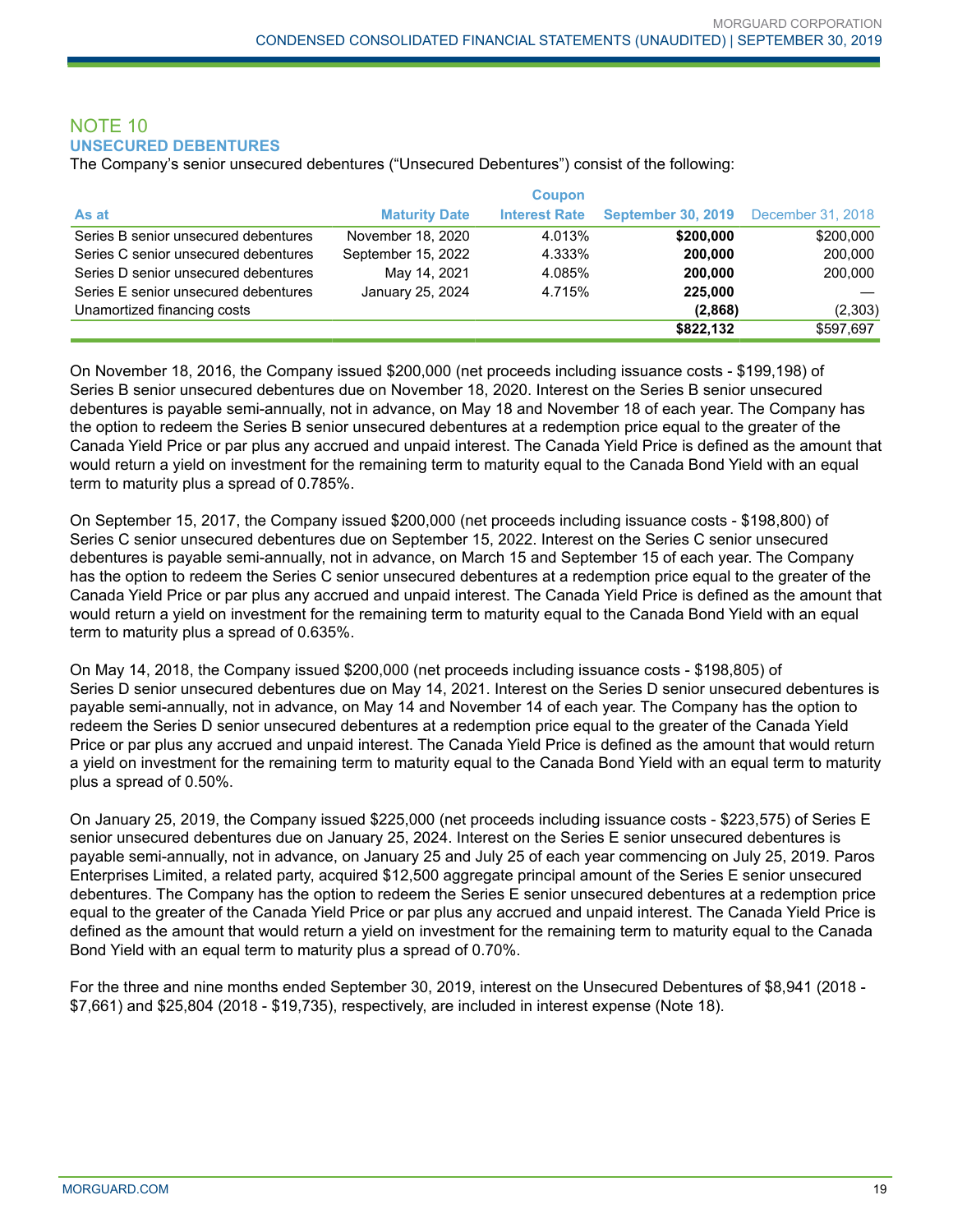## NOTE 10

### UNSECURED DEBENTURES

The Company's senior unsecured debentures ("Unsecured Debentures") consist of the following:

| As at | Maturity Date | Coupon Interest Rate | September 30, 2019 | December 31, 2018 |
|---|---|---|---|---|
| Series B senior unsecured debentures | November 18, 2020 | 4.013% | **$200,000** | $200,000 |
| Series C senior unsecured debentures | September 15, 2022 | 4.333% | **200,000** | 200,000 |
| Series D senior unsecured debentures | May 14, 2021 | 4.085% | **200,000** | 200,000 |
| Series E senior unsecured debentures | January 25, 2024 | 4.715% | **225,000** | — |
| Unamortized financing costs | | | **(2,868)** | (2,303) |
| | | | **$822,132** | $597,697 |

On November 18, 2016, the Company issued $200,000 (net proceeds including issuance costs - $199,198) of Series B senior unsecured debentures due on November 18, 2020. Interest on the Series B senior unsecured debentures is payable semi-annually, not in advance, on May 18 and November 18 of each year. The Company has the option to redeem the Series B senior unsecured debentures at a redemption price equal to the greater of the Canada Yield Price or par plus any accrued and unpaid interest. The Canada Yield Price is defined as the amount that would return a yield on investment for the remaining term to maturity equal to the Canada Bond Yield with an equal term to maturity plus a spread of 0.785%.

On September 15, 2017, the Company issued $200,000 (net proceeds including issuance costs - $198,800) of Series C senior unsecured debentures due on September 15, 2022. Interest on the Series C senior unsecured debentures is payable semi-annually, not in advance, on March 15 and September 15 of each year. The Company has the option to redeem the Series C senior unsecured debentures at a redemption price equal to the greater of the Canada Yield Price or par plus any accrued and unpaid interest. The Canada Yield Price is defined as the amount that would return a yield on investment for the remaining term to maturity equal to the Canada Bond Yield with an equal term to maturity plus a spread of 0.635%.

On May 14, 2018, the Company issued $200,000 (net proceeds including issuance costs - $198,805) of Series D senior unsecured debentures due on May 14, 2021. Interest on the Series D senior unsecured debentures is payable semi-annually, not in advance, on May 14 and November 14 of each year. The Company has the option to redeem the Series D senior unsecured debentures at a redemption price equal to the greater of the Canada Yield Price or par plus any accrued and unpaid interest. The Canada Yield Price is defined as the amount that would return a yield on investment for the remaining term to maturity equal to the Canada Bond Yield with an equal term to maturity plus a spread of 0.50%.

On January 25, 2019, the Company issued $225,000 (net proceeds including issuance costs - $223,575) of Series E senior unsecured debentures due on January 25, 2024. Interest on the Series E senior unsecured debentures is payable semi-annually, not in advance, on January 25 and July 25 of each year commencing on July 25, 2019. Paros Enterprises Limited, a related party, acquired $12,500 aggregate principal amount of the Series E senior unsecured debentures. The Company has the option to redeem the Series E senior unsecured debentures at a redemption price equal to the greater of the Canada Yield Price or par plus any accrued and unpaid interest. The Canada Yield Price is defined as the amount that would return a yield on investment for the remaining term to maturity equal to the Canada Bond Yield with an equal term to maturity plus a spread of 0.70%.

For the three and nine months ended September 30, 2019, interest on the Unsecured Debentures of $8,941 (2018 - $7,661) and $25,804 (2018 - $19,735), respectively, are included in interest expense (Note 18).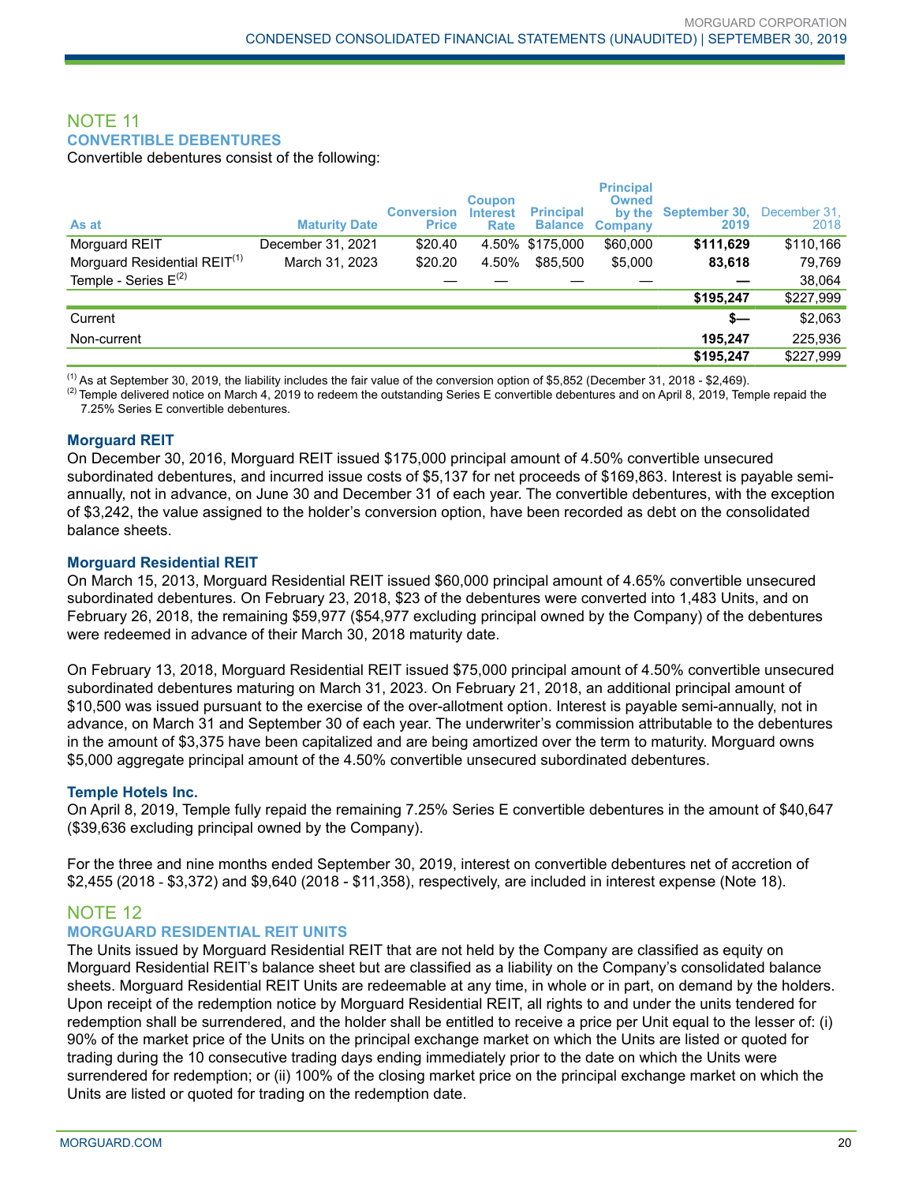# NOTE 11

## CONVERTIBLE DEBENTURES

Convertible debentures consist of the following:

| As at | Maturity Date | Conversion Price | Coupon Interest Rate | Principal Balance | Principal Owned by the Company | September 30, 2019 | December 31, 2018 |
|---|---|---|---|---|---|---|---|
| Morguard REIT | December 31, 2021 | $20.40 | 4.50% | $175,000 | $60,000 | **$111,629** | $110,166 |
| Morguard Residential REIT[(1)] | March 31, 2023 | $20.20 | 4.50% | $85,500 | $5,000 | **83,618** | 79,769 |
| Temple - Series E[(2)] | — | — | — | — | — | **—** | 38,064 |
| | | | | | | **$195,247** | $227,999 |
| Current | | | | | | **$—** | $2,063 |
| Non-current | | | | | | **195,247** | 225,936 |
| | | | | | | **$195,247** | $227,999 |

(1) As at September 30, 2019, the liability includes the fair value of the conversion option of $5,852 (December 31, 2018 - $2,469).

(2) Temple delivered notice on March 4, 2019 to redeem the outstanding Series E convertible debentures and on April 8, 2019, Temple repaid the 7.25% Series E convertible debentures.

### Morguard REIT

On December 30, 2016, Morguard REIT issued $175,000 principal amount of 4.50% convertible unsecured subordinated debentures, and incurred issue costs of $5,137 for net proceeds of $169,863. Interest is payable semi-annually, not in advance, on June 30 and December 31 of each year. The convertible debentures, with the exception of $3,242, the value assigned to the holder's conversion option, have been recorded as debt on the consolidated balance sheets.

### Morguard Residential REIT

On March 15, 2013, Morguard Residential REIT issued $60,000 principal amount of 4.65% convertible unsecured subordinated debentures. On February 23, 2018, $23 of the debentures were converted into 1,483 Units, and on February 26, 2018, the remaining $59,977 ($54,977 excluding principal owned by the Company) of the debentures were redeemed in advance of their March 30, 2018 maturity date.

On February 13, 2018, Morguard Residential REIT issued $75,000 principal amount of 4.50% convertible unsecured subordinated debentures maturing on March 31, 2023. On February 21, 2018, an additional principal amount of $10,500 was issued pursuant to the exercise of the over-allotment option. Interest is payable semi-annually, not in advance, on March 31 and September 30 of each year. The underwriter's commission attributable to the debentures in the amount of $3,375 have been capitalized and are being amortized over the term to maturity. Morguard owns $5,000 aggregate principal amount of the 4.50% convertible unsecured subordinated debentures.

### Temple Hotels Inc.

On April 8, 2019, Temple fully repaid the remaining 7.25% Series E convertible debentures in the amount of $40,647 ($39,636 excluding principal owned by the Company).

For the three and nine months ended September 30, 2019, interest on convertible debentures net of accretion of $2,455 (2018 - $3,372) and $9,640 (2018 - $11,358), respectively, are included in interest expense (Note 18).

# NOTE 12

## MORGUARD RESIDENTIAL REIT UNITS

The Units issued by Morguard Residential REIT that are not held by the Company are classified as equity on Morguard Residential REIT's balance sheet but are classified as a liability on the Company's consolidated balance sheets. Morguard Residential REIT Units are redeemable at any time, in whole or in part, on demand by the holders. Upon receipt of the redemption notice by Morguard Residential REIT, all rights to and under the units tendered for redemption shall be surrendered, and the holder shall be entitled to receive a price per Unit equal to the lesser of: (i) 90% of the market price of the Units on the principal exchange market on which the Units are listed or quoted for trading during the 10 consecutive trading days ending immediately prior to the date on which the Units were surrendered for redemption; or (ii) 100% of the closing market price on the principal exchange market on which the Units are listed or quoted for trading on the redemption date.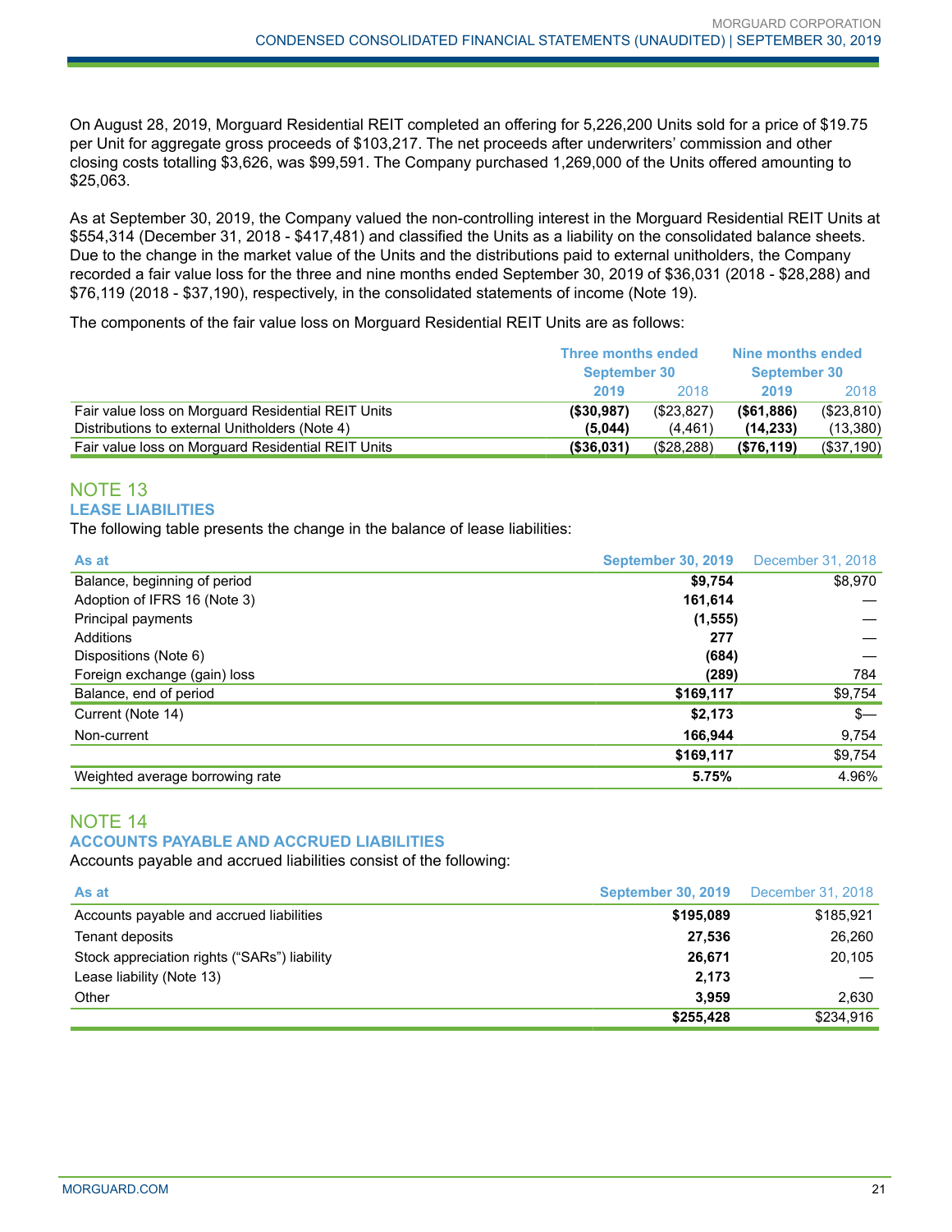On August 28, 2019, Morguard Residential REIT completed an offering for 5,226,200 Units sold for a price of $19.75 per Unit for aggregate gross proceeds of $103,217. The net proceeds after underwriters' commission and other closing costs totalling $3,626, was $99,591. The Company purchased 1,269,000 of the Units offered amounting to $25,063.

As at September 30, 2019, the Company valued the non-controlling interest in the Morguard Residential REIT Units at $554,314 (December 31, 2018 - $417,481) and classified the Units as a liability on the consolidated balance sheets. Due to the change in the market value of the Units and the distributions paid to external unitholders, the Company recorded a fair value loss for the three and nine months ended September 30, 2019 of $36,031 (2018 - $28,288) and $76,119 (2018 - $37,190), respectively, in the consolidated statements of income (Note 19).

The components of the fair value loss on Morguard Residential REIT Units are as follows:

| | Three months ended September 30 | | Nine months ended September 30 | |
|---|---|---|---|---|
| | **2019** | 2018 | **2019** | 2018 |
| Fair value loss on Morguard Residential REIT Units | **($30,987)** | ($23,827) | **($61,886)** | ($23,810) |
| Distributions to external Unitholders (Note 4) | **(5,044)** | (4,461) | **(14,233)** | (13,380) |
| Fair value loss on Morguard Residential REIT Units | **($36,031)** | ($28,288) | **($76,119)** | ($37,190) |

## NOTE 13

### LEASE LIABILITIES

The following table presents the change in the balance of lease liabilities:

| As at | September 30, 2019 | December 31, 2018 |
|---|---|---|
| Balance, beginning of period | **$9,754** | $8,970 |
| Adoption of IFRS 16 (Note 3) | **161,614** | — |
| Principal payments | **(1,555)** | — |
| Additions | **277** | — |
| Dispositions (Note 6) | **(684)** | — |
| Foreign exchange (gain) loss | **(289)** | 784 |
| Balance, end of period | **$169,117** | $9,754 |
| Current (Note 14) | **$2,173** | $— |
| Non-current | **166,944** | 9,754 |
| | **$169,117** | $9,754 |
| Weighted average borrowing rate | **5.75%** | 4.96% |

## NOTE 14

### ACCOUNTS PAYABLE AND ACCRUED LIABILITIES

Accounts payable and accrued liabilities consist of the following:

| As at | September 30, 2019 | December 31, 2018 |
|---|---|---|
| Accounts payable and accrued liabilities | **$195,089** | $185,921 |
| Tenant deposits | **27,536** | 26,260 |
| Stock appreciation rights ("SARs") liability | **26,671** | 20,105 |
| Lease liability (Note 13) | **2,173** | — |
| Other | **3,959** | 2,630 |
| | **$255,428** | $234,916 |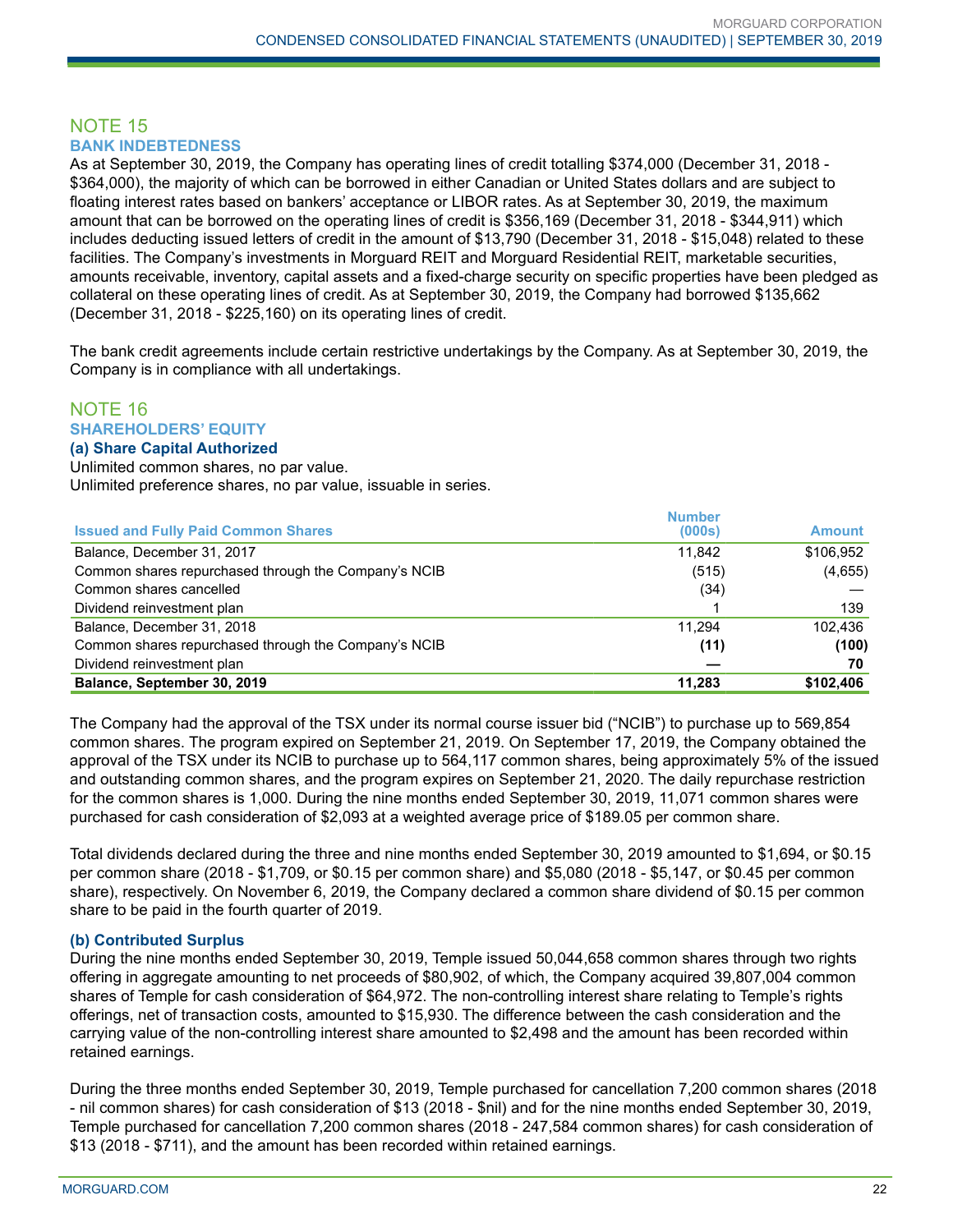## NOTE 15

### BANK INDEBTEDNESS

As at September 30, 2019, the Company has operating lines of credit totalling $374,000 (December 31, 2018 - $364,000), the majority of which can be borrowed in either Canadian or United States dollars and are subject to floating interest rates based on bankers' acceptance or LIBOR rates. As at September 30, 2019, the maximum amount that can be borrowed on the operating lines of credit is $356,169 (December 31, 2018 - $344,911) which includes deducting issued letters of credit in the amount of $13,790 (December 31, 2018 - $15,048) related to these facilities. The Company's investments in Morguard REIT and Morguard Residential REIT, marketable securities, amounts receivable, inventory, capital assets and a fixed-charge security on specific properties have been pledged as collateral on these operating lines of credit. As at September 30, 2019, the Company had borrowed $135,662 (December 31, 2018 - $225,160) on its operating lines of credit.

The bank credit agreements include certain restrictive undertakings by the Company. As at September 30, 2019, the Company is in compliance with all undertakings.

## NOTE 16

### SHAREHOLDERS' EQUITY

#### (a) Share Capital Authorized

Unlimited common shares, no par value.
Unlimited preference shares, no par value, issuable in series.

| Issued and Fully Paid Common Shares | Number (000s) | Amount |
|---|---|---|
| Balance, December 31, 2017 | 11,842 | $106,952 |
| Common shares repurchased through the Company's NCIB | (515) | (4,655) |
| Common shares cancelled | (34) | — |
| Dividend reinvestment plan | 1 | 139 |
| Balance, December 31, 2018 | 11,294 | 102,436 |
| Common shares repurchased through the Company's NCIB | **(11)** | **(100)** |
| Dividend reinvestment plan | **—** | **70** |
| **Balance, September 30, 2019** | **11,283** | **$102,406** |

The Company had the approval of the TSX under its normal course issuer bid ("NCIB") to purchase up to 569,854 common shares. The program expired on September 21, 2019. On September 17, 2019, the Company obtained the approval of the TSX under its NCIB to purchase up to 564,117 common shares, being approximately 5% of the issued and outstanding common shares, and the program expires on September 21, 2020. The daily repurchase restriction for the common shares is 1,000. During the nine months ended September 30, 2019, 11,071 common shares were purchased for cash consideration of $2,093 at a weighted average price of $189.05 per common share.

Total dividends declared during the three and nine months ended September 30, 2019 amounted to $1,694, or $0.15 per common share (2018 - $1,709, or $0.15 per common share) and $5,080 (2018 - $5,147, or $0.45 per common share), respectively. On November 6, 2019, the Company declared a common share dividend of $0.15 per common share to be paid in the fourth quarter of 2019.

#### (b) Contributed Surplus

During the nine months ended September 30, 2019, Temple issued 50,044,658 common shares through two rights offering in aggregate amounting to net proceeds of $80,902, of which, the Company acquired 39,807,004 common shares of Temple for cash consideration of $64,972. The non-controlling interest share relating to Temple's rights offerings, net of transaction costs, amounted to $15,930. The difference between the cash consideration and the carrying value of the non-controlling interest share amounted to $2,498 and the amount has been recorded within retained earnings.

During the three months ended September 30, 2019, Temple purchased for cancellation 7,200 common shares (2018 - nil common shares) for cash consideration of $13 (2018 - $nil) and for the nine months ended September 30, 2019, Temple purchased for cancellation 7,200 common shares (2018 - 247,584 common shares) for cash consideration of $13 (2018 - $711), and the amount has been recorded within retained earnings.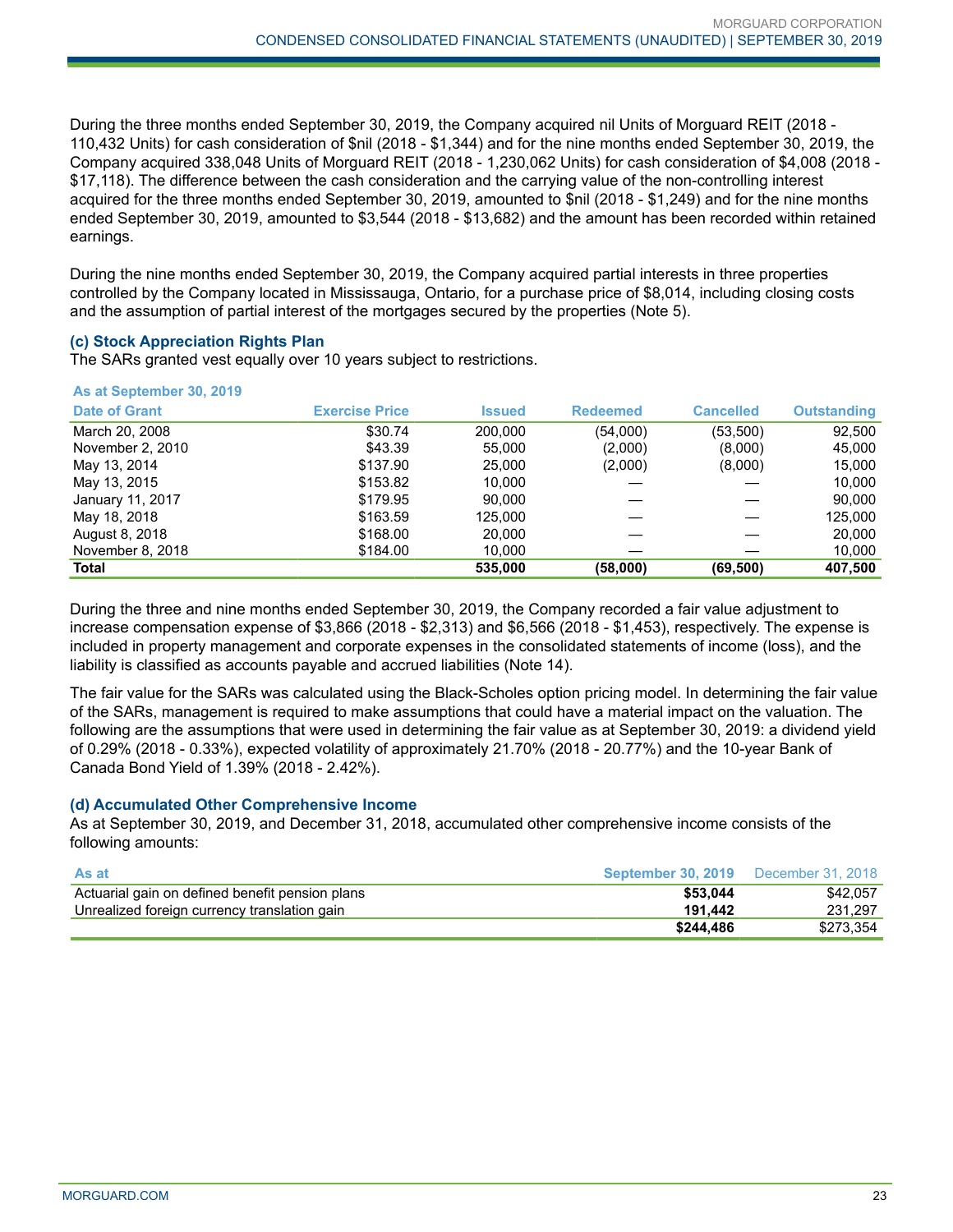During the three months ended September 30, 2019, the Company acquired nil Units of Morguard REIT (2018 - 110,432 Units) for cash consideration of $nil (2018 - $1,344) and for the nine months ended September 30, 2019, the Company acquired 338,048 Units of Morguard REIT (2018 - 1,230,062 Units) for cash consideration of $4,008 (2018 - $17,118). The difference between the cash consideration and the carrying value of the non-controlling interest acquired for the three months ended September 30, 2019, amounted to $nil (2018 - $1,249) and for the nine months ended September 30, 2019, amounted to $3,544 (2018 - $13,682) and the amount has been recorded within retained earnings.

During the nine months ended September 30, 2019, the Company acquired partial interests in three properties controlled by the Company located in Mississauga, Ontario, for a purchase price of $8,014, including closing costs and the assumption of partial interest of the mortgages secured by the properties (Note 5).

### (c) Stock Appreciation Rights Plan

The SARs granted vest equally over 10 years subject to restrictions.

**As at September 30, 2019**

| Date of Grant | Exercise Price | Issued | Redeemed | Cancelled | Outstanding |
|---|---|---|---|---|---|
| March 20, 2008 | $30.74 | 200,000 | (54,000) | (53,500) | 92,500 |
| November 2, 2010 | $43.39 | 55,000 | (2,000) | (8,000) | 45,000 |
| May 13, 2014 | $137.90 | 25,000 | (2,000) | (8,000) | 15,000 |
| May 13, 2015 | $153.82 | 10,000 | — | — | 10,000 |
| January 11, 2017 | $179.95 | 90,000 | — | — | 90,000 |
| May 18, 2018 | $163.59 | 125,000 | — | — | 125,000 |
| August 8, 2018 | $168.00 | 20,000 | — | — | 20,000 |
| November 8, 2018 | $184.00 | 10,000 | — | — | 10,000 |
| **Total** | | **535,000** | **(58,000)** | **(69,500)** | **407,500** |

During the three and nine months ended September 30, 2019, the Company recorded a fair value adjustment to increase compensation expense of $3,866 (2018 - $2,313) and $6,566 (2018 - $1,453), respectively. The expense is included in property management and corporate expenses in the consolidated statements of income (loss), and the liability is classified as accounts payable and accrued liabilities (Note 14).

The fair value for the SARs was calculated using the Black-Scholes option pricing model. In determining the fair value of the SARs, management is required to make assumptions that could have a material impact on the valuation. The following are the assumptions that were used in determining the fair value as at September 30, 2019: a dividend yield of 0.29% (2018 - 0.33%), expected volatility of approximately 21.70% (2018 - 20.77%) and the 10-year Bank of Canada Bond Yield of 1.39% (2018 - 2.42%).

### (d) Accumulated Other Comprehensive Income

As at September 30, 2019, and December 31, 2018, accumulated other comprehensive income consists of the following amounts:

| As at | September 30, 2019 | December 31, 2018 |
|---|---|---|
| Actuarial gain on defined benefit pension plans | **$53,044** | $42,057 |
| Unrealized foreign currency translation gain | **191,442** | 231,297 |
| | **$244,486** | $273,354 |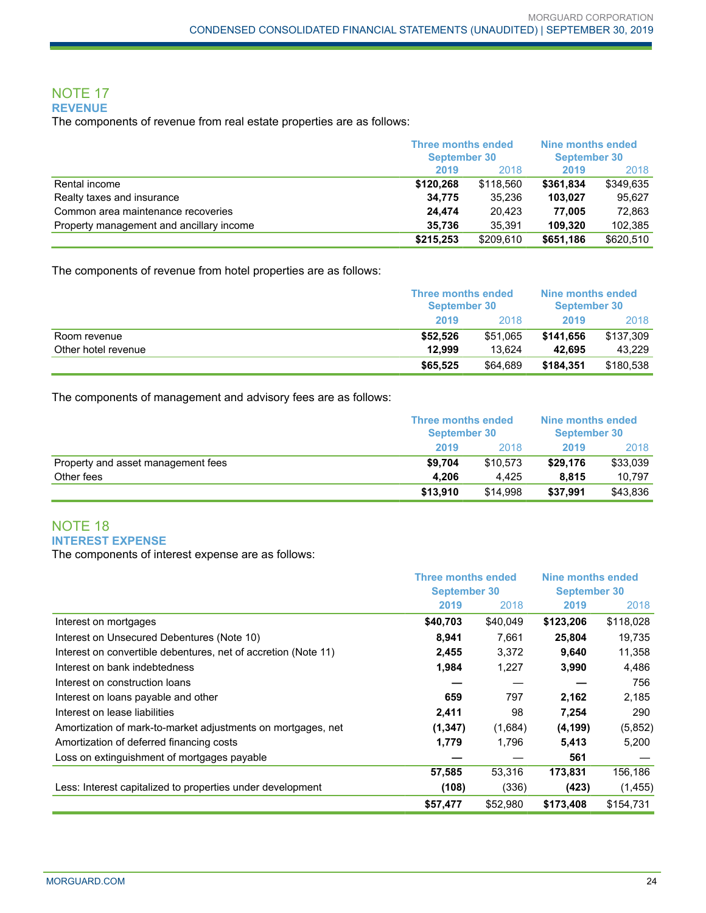## NOTE 17

### REVENUE

The components of revenue from real estate properties are as follows:

| | Three months ended September 30 | | Nine months ended September 30 | |
|---|---|---|---|---|
| | **2019** | 2018 | **2019** | 2018 |
| Rental income | **$120,268** | $118,560 | **$361,834** | $349,635 |
| Realty taxes and insurance | **34,775** | 35,236 | **103,027** | 95,627 |
| Common area maintenance recoveries | **24,474** | 20,423 | **77,005** | 72,863 |
| Property management and ancillary income | **35,736** | 35,391 | **109,320** | 102,385 |
| | **$215,253** | $209,610 | **$651,186** | $620,510 |

The components of revenue from hotel properties are as follows:

| | Three months ended September 30 | | Nine months ended September 30 | |
|---|---|---|---|---|
| | **2019** | 2018 | **2019** | 2018 |
| Room revenue | **$52,526** | $51,065 | **$141,656** | $137,309 |
| Other hotel revenue | **12,999** | 13,624 | **42,695** | 43,229 |
| | **$65,525** | $64,689 | **$184,351** | $180,538 |

The components of management and advisory fees are as follows:

| | Three months ended September 30 | | Nine months ended September 30 | |
|---|---|---|---|---|
| | **2019** | 2018 | **2019** | 2018 |
| Property and asset management fees | **$9,704** | $10,573 | **$29,176** | $33,039 |
| Other fees | **4,206** | 4,425 | **8,815** | 10,797 |
| | **$13,910** | $14,998 | **$37,991** | $43,836 |

## NOTE 18

### INTEREST EXPENSE

The components of interest expense are as follows:

| | Three months ended September 30 | | Nine months ended September 30 | |
|---|---|---|---|---|
| | **2019** | 2018 | **2019** | 2018 |
| Interest on mortgages | **$40,703** | $40,049 | **$123,206** | $118,028 |
| Interest on Unsecured Debentures (Note 10) | **8,941** | 7,661 | **25,804** | 19,735 |
| Interest on convertible debentures, net of accretion (Note 11) | **2,455** | 3,372 | **9,640** | 11,358 |
| Interest on bank indebtedness | **1,984** | 1,227 | **3,990** | 4,486 |
| Interest on construction loans | **—** | — | **—** | 756 |
| Interest on loans payable and other | **659** | 797 | **2,162** | 2,185 |
| Interest on lease liabilities | **2,411** | 98 | **7,254** | 290 |
| Amortization of mark-to-market adjustments on mortgages, net | **(1,347)** | (1,684) | **(4,199)** | (5,852) |
| Amortization of deferred financing costs | **1,779** | 1,796 | **5,413** | 5,200 |
| Loss on extinguishment of mortgages payable | **—** | — | **561** | — |
| | **57,585** | 53,316 | **173,831** | 156,186 |
| Less: Interest capitalized to properties under development | **(108)** | (336) | **(423)** | (1,455) |
| | **$57,477** | $52,980 | **$173,408** | $154,731 |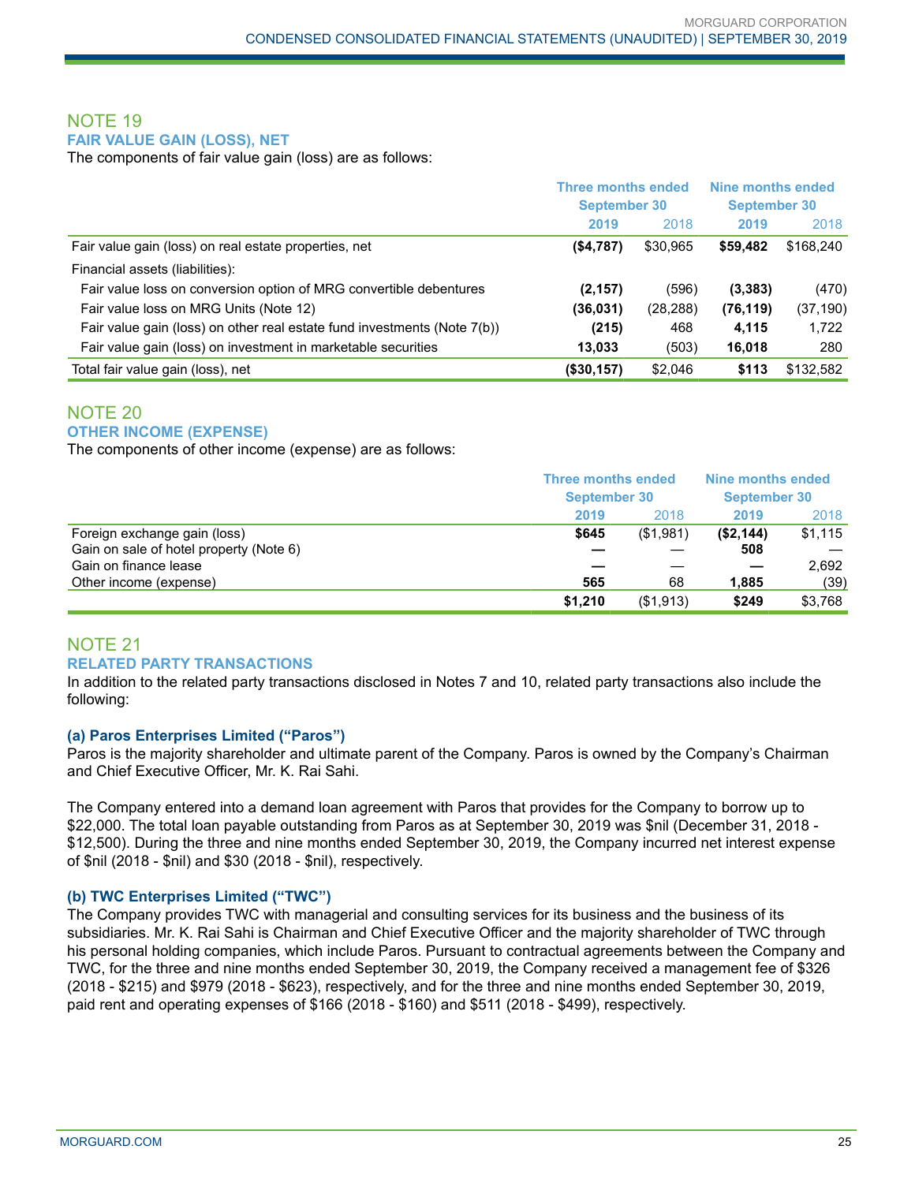## NOTE 19

### FAIR VALUE GAIN (LOSS), NET

The components of fair value gain (loss) are as follows:

| | Three months ended September 30 | | Nine months ended September 30 | |
|---|---|---|---|---|
| | **2019** | 2018 | **2019** | 2018 |
| Fair value gain (loss) on real estate properties, net | **($4,787)** | $30,965 | **$59,482** | $168,240 |
| Financial assets (liabilities): | | | | |
| Fair value loss on conversion option of MRG convertible debentures | **(2,157)** | (596) | **(3,383)** | (470) |
| Fair value loss on MRG Units (Note 12) | **(36,031)** | (28,288) | **(76,119)** | (37,190) |
| Fair value gain (loss) on other real estate fund investments (Note 7(b)) | **(215)** | 468 | **4,115** | 1,722 |
| Fair value gain (loss) on investment in marketable securities | **13,033** | (503) | **16,018** | 280 |
| Total fair value gain (loss), net | **($30,157)** | $2,046 | **$113** | $132,582 |

## NOTE 20

### OTHER INCOME (EXPENSE)

The components of other income (expense) are as follows:

| | Three months ended September 30 | | Nine months ended September 30 | |
|---|---|---|---|---|
| | **2019** | 2018 | **2019** | 2018 |
| Foreign exchange gain (loss) | **$645** | ($1,981) | **($2,144)** | $1,115 |
| Gain on sale of hotel property (Note 6) | **—** | — | **508** | — |
| Gain on finance lease | **—** | — | **—** | 2,692 |
| Other income (expense) | **565** | 68 | **1,885** | (39) |
| | **$1,210** | ($1,913) | **$249** | $3,768 |

## NOTE 21

### RELATED PARTY TRANSACTIONS

In addition to the related party transactions disclosed in Notes 7 and 10, related party transactions also include the following:

#### (a) Paros Enterprises Limited ("Paros")

Paros is the majority shareholder and ultimate parent of the Company. Paros is owned by the Company's Chairman and Chief Executive Officer, Mr. K. Rai Sahi.

The Company entered into a demand loan agreement with Paros that provides for the Company to borrow up to $22,000. The total loan payable outstanding from Paros as at September 30, 2019 was $nil (December 31, 2018 - $12,500). During the three and nine months ended September 30, 2019, the Company incurred net interest expense of $nil (2018 - $nil) and $30 (2018 - $nil), respectively.

#### (b) TWC Enterprises Limited ("TWC")

The Company provides TWC with managerial and consulting services for its business and the business of its subsidiaries. Mr. K. Rai Sahi is Chairman and Chief Executive Officer and the majority shareholder of TWC through his personal holding companies, which include Paros. Pursuant to contractual agreements between the Company and TWC, for the three and nine months ended September 30, 2019, the Company received a management fee of $326 (2018 - $215) and $979 (2018 - $623), respectively, and for the three and nine months ended September 30, 2019, paid rent and operating expenses of $166 (2018 - $160) and $511 (2018 - $499), respectively.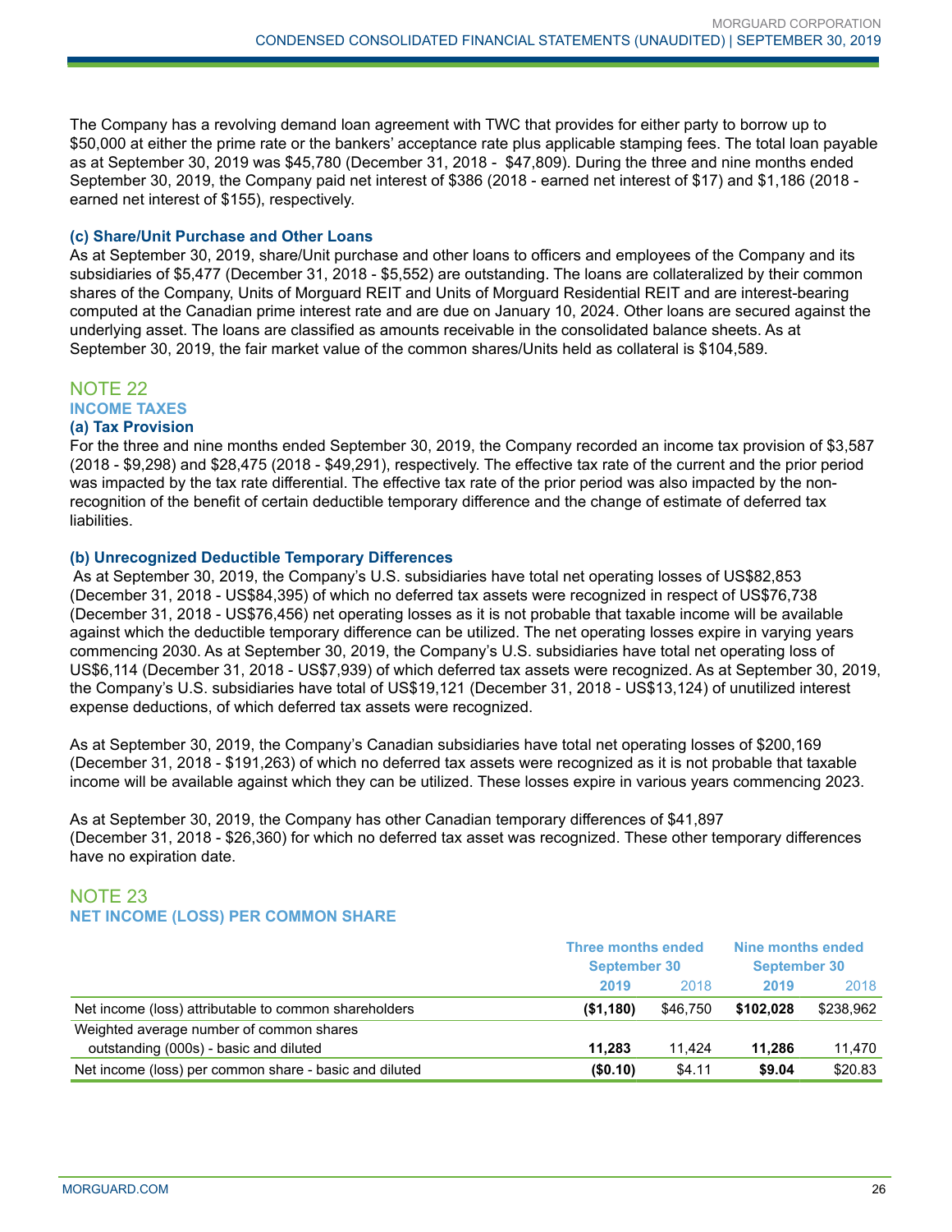The Company has a revolving demand loan agreement with TWC that provides for either party to borrow up to $50,000 at either the prime rate or the bankers' acceptance rate plus applicable stamping fees. The total loan payable as at September 30, 2019 was $45,780 (December 31, 2018 - $47,809). During the three and nine months ended September 30, 2019, the Company paid net interest of $386 (2018 - earned net interest of $17) and $1,186 (2018 - earned net interest of $155), respectively.

### (c) Share/Unit Purchase and Other Loans

As at September 30, 2019, share/Unit purchase and other loans to officers and employees of the Company and its subsidiaries of $5,477 (December 31, 2018 - $5,552) are outstanding. The loans are collateralized by their common shares of the Company, Units of Morguard REIT and Units of Morguard Residential REIT and are interest-bearing computed at the Canadian prime interest rate and are due on January 10, 2024. Other loans are secured against the underlying asset. The loans are classified as amounts receivable in the consolidated balance sheets. As at September 30, 2019, the fair market value of the common shares/Units held as collateral is $104,589.

## NOTE 22
## INCOME TAXES

### (a) Tax Provision

For the three and nine months ended September 30, 2019, the Company recorded an income tax provision of $3,587 (2018 - $9,298) and $28,475 (2018 - $49,291), respectively. The effective tax rate of the current and the prior period was impacted by the tax rate differential. The effective tax rate of the prior period was also impacted by the non-recognition of the benefit of certain deductible temporary difference and the change of estimate of deferred tax liabilities.

### (b) Unrecognized Deductible Temporary Differences

As at September 30, 2019, the Company's U.S. subsidiaries have total net operating losses of US$82,853 (December 31, 2018 - US$84,395) of which no deferred tax assets were recognized in respect of US$76,738 (December 31, 2018 - US$76,456) net operating losses as it is not probable that taxable income will be available against which the deductible temporary difference can be utilized. The net operating losses expire in varying years commencing 2030. As at September 30, 2019, the Company's U.S. subsidiaries have total net operating loss of US$6,114 (December 31, 2018 - US$7,939) of which deferred tax assets were recognized. As at September 30, 2019, the Company's U.S. subsidiaries have total of US$19,121 (December 31, 2018 - US$13,124) of unutilized interest expense deductions, of which deferred tax assets were recognized.

As at September 30, 2019, the Company's Canadian subsidiaries have total net operating losses of $200,169 (December 31, 2018 - $191,263) of which no deferred tax assets were recognized as it is not probable that taxable income will be available against which they can be utilized. These losses expire in various years commencing 2023.

As at September 30, 2019, the Company has other Canadian temporary differences of $41,897 (December 31, 2018 - $26,360) for which no deferred tax asset was recognized. These other temporary differences have no expiration date.

## NOTE 23
## NET INCOME (LOSS) PER COMMON SHARE

| | Three months ended September 30 | | Nine months ended September 30 | |
|---|---|---|---|---|
| | **2019** | 2018 | **2019** | 2018 |
| Net income (loss) attributable to common shareholders | **($1,180)** | $46,750 | **$102,028** | $238,962 |
| Weighted average number of common shares outstanding (000s) - basic and diluted | **11,283** | 11,424 | **11,286** | 11,470 |
| Net income (loss) per common share - basic and diluted | **($0.10)** | $4.11 | **$9.04** | $20.83 |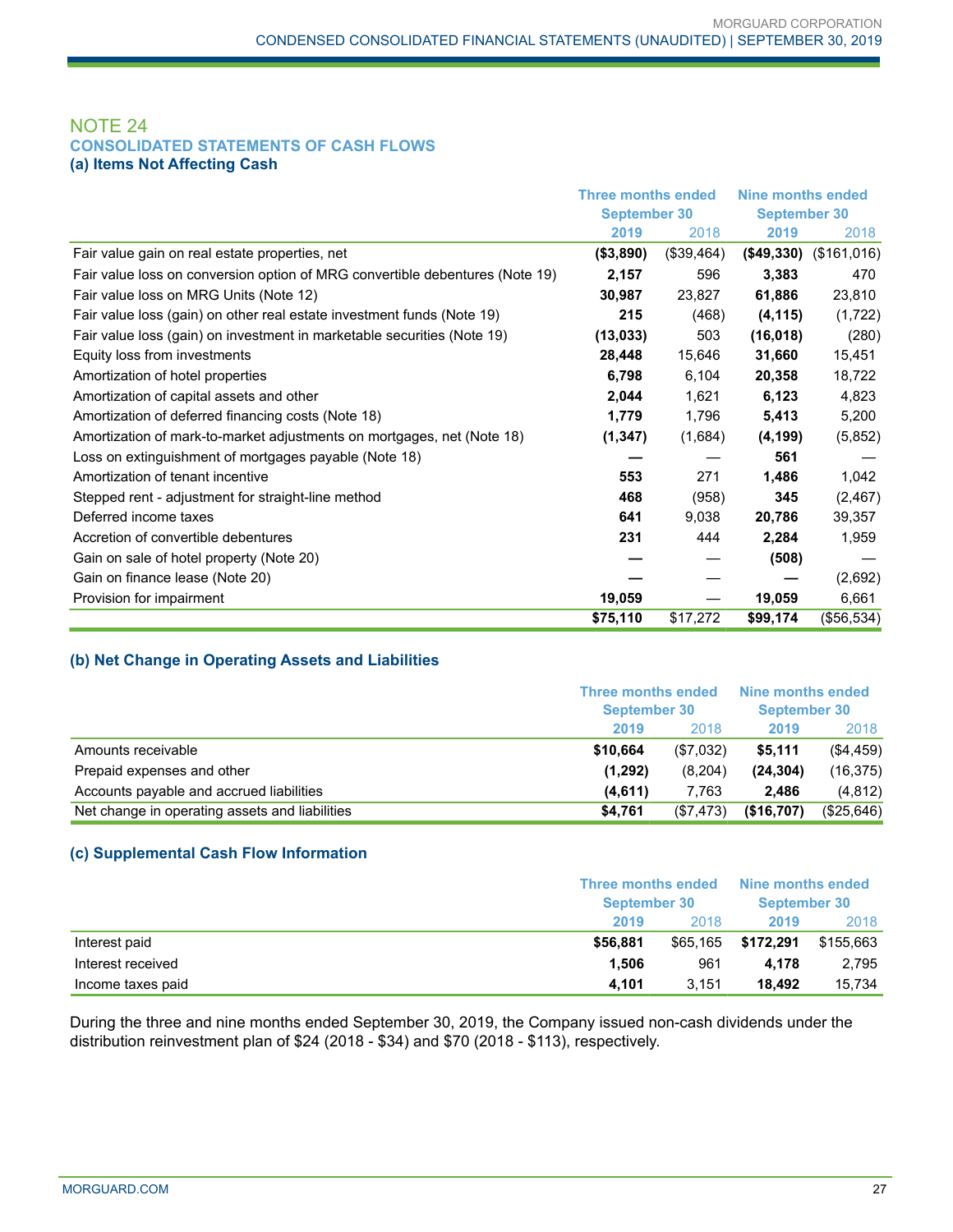## NOTE 24
### CONSOLIDATED STATEMENTS OF CASH FLOWS
#### (a) Items Not Affecting Cash

| | Three months ended September 30 | | Nine months ended September 30 | |
|---|---|---|---|---|
| | **2019** | 2018 | **2019** | 2018 |
| Fair value gain on real estate properties, net | **($3,890)** | ($39,464) | **($49,330)** | ($161,016) |
| Fair value loss on conversion option of MRG convertible debentures (Note 19) | **2,157** | 596 | **3,383** | 470 |
| Fair value loss on MRG Units (Note 12) | **30,987** | 23,827 | **61,886** | 23,810 |
| Fair value loss (gain) on other real estate investment funds (Note 19) | **215** | (468) | **(4,115)** | (1,722) |
| Fair value loss (gain) on investment in marketable securities (Note 19) | **(13,033)** | 503 | **(16,018)** | (280) |
| Equity loss from investments | **28,448** | 15,646 | **31,660** | 15,451 |
| Amortization of hotel properties | **6,798** | 6,104 | **20,358** | 18,722 |
| Amortization of capital assets and other | **2,044** | 1,621 | **6,123** | 4,823 |
| Amortization of deferred financing costs (Note 18) | **1,779** | 1,796 | **5,413** | 5,200 |
| Amortization of mark-to-market adjustments on mortgages, net (Note 18) | **(1,347)** | (1,684) | **(4,199)** | (5,852) |
| Loss on extinguishment of mortgages payable (Note 18) | **—** | — | **561** | — |
| Amortization of tenant incentive | **553** | 271 | **1,486** | 1,042 |
| Stepped rent - adjustment for straight-line method | **468** | (958) | **345** | (2,467) |
| Deferred income taxes | **641** | 9,038 | **20,786** | 39,357 |
| Accretion of convertible debentures | **231** | 444 | **2,284** | 1,959 |
| Gain on sale of hotel property (Note 20) | **—** | — | **(508)** | — |
| Gain on finance lease (Note 20) | **—** | — | **—** | (2,692) |
| Provision for impairment | **19,059** | — | **19,059** | 6,661 |
| | **$75,110** | $17,272 | **$99,174** | ($56,534) |

#### (b) Net Change in Operating Assets and Liabilities

| | Three months ended September 30 | | Nine months ended September 30 | |
|---|---|---|---|---|
| | **2019** | 2018 | **2019** | 2018 |
| Amounts receivable | **$10,664** | ($7,032) | **$5,111** | ($4,459) |
| Prepaid expenses and other | **(1,292)** | (8,204) | **(24,304)** | (16,375) |
| Accounts payable and accrued liabilities | **(4,611)** | 7,763 | **2,486** | (4,812) |
| Net change in operating assets and liabilities | **$4,761** | ($7,473) | **($16,707)** | ($25,646) |

#### (c) Supplemental Cash Flow Information

| | Three months ended September 30 | | Nine months ended September 30 | |
|---|---|---|---|---|
| | **2019** | 2018 | **2019** | 2018 |
| Interest paid | **$56,881** | $65,165 | **$172,291** | $155,663 |
| Interest received | **1,506** | 961 | **4,178** | 2,795 |
| Income taxes paid | **4,101** | 3,151 | **18,492** | 15,734 |

During the three and nine months ended September 30, 2019, the Company issued non-cash dividends under the distribution reinvestment plan of $24 (2018 - $34) and $70 (2018 - $113), respectively.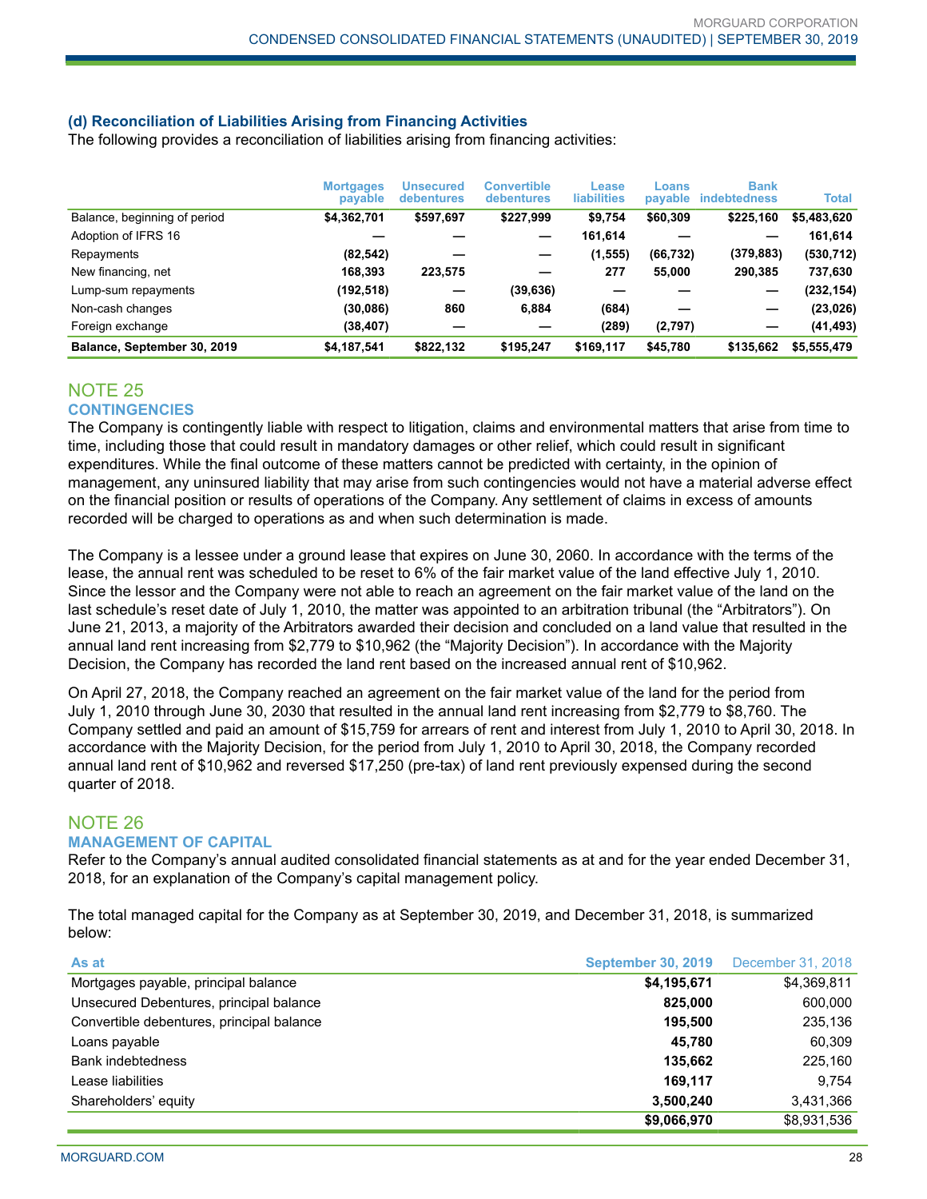### (d) Reconciliation of Liabilities Arising from Financing Activities

The following provides a reconciliation of liabilities arising from financing activities:

| | Mortgages payable | Unsecured debentures | Convertible debentures | Lease liabilities | Loans payable | Bank indebtedness | Total |
|---|---|---|---|---|---|---|---|
| Balance, beginning of period | **$4,362,701** | **$597,697** | **$227,999** | **$9,754** | **$60,309** | **$225,160** | **$5,483,620** |
| Adoption of IFRS 16 | **—** | **—** | **—** | **161,614** | **—** | **—** | **161,614** |
| Repayments | **(82,542)** | **—** | **—** | **(1,555)** | **(66,732)** | **(379,883)** | **(530,712)** |
| New financing, net | **168,393** | **223,575** | **—** | **277** | **55,000** | **290,385** | **737,630** |
| Lump-sum repayments | **(192,518)** | **—** | **(39,636)** | **—** | **—** | **—** | **(232,154)** |
| Non-cash changes | **(30,086)** | **860** | **6,884** | **(684)** | **—** | **—** | **(23,026)** |
| Foreign exchange | **(38,407)** | **—** | **—** | **(289)** | **(2,797)** | **—** | **(41,493)** |
| **Balance, September 30, 2019** | **$4,187,541** | **$822,132** | **$195,247** | **$169,117** | **$45,780** | **$135,662** | **$5,555,479** |

## NOTE 25
### CONTINGENCIES

The Company is contingently liable with respect to litigation, claims and environmental matters that arise from time to time, including those that could result in mandatory damages or other relief, which could result in significant expenditures. While the final outcome of these matters cannot be predicted with certainty, in the opinion of management, any uninsured liability that may arise from such contingencies would not have a material adverse effect on the financial position or results of operations of the Company. Any settlement of claims in excess of amounts recorded will be charged to operations as and when such determination is made.

The Company is a lessee under a ground lease that expires on June 30, 2060. In accordance with the terms of the lease, the annual rent was scheduled to be reset to 6% of the fair market value of the land effective July 1, 2010. Since the lessor and the Company were not able to reach an agreement on the fair market value of the land on the last schedule's reset date of July 1, 2010, the matter was appointed to an arbitration tribunal (the "Arbitrators"). On June 21, 2013, a majority of the Arbitrators awarded their decision and concluded on a land value that resulted in the annual land rent increasing from $2,779 to $10,962 (the "Majority Decision"). In accordance with the Majority Decision, the Company has recorded the land rent based on the increased annual rent of $10,962.

On April 27, 2018, the Company reached an agreement on the fair market value of the land for the period from July 1, 2010 through June 30, 2030 that resulted in the annual land rent increasing from $2,779 to $8,760. The Company settled and paid an amount of $15,759 for arrears of rent and interest from July 1, 2010 to April 30, 2018. In accordance with the Majority Decision, for the period from July 1, 2010 to April 30, 2018, the Company recorded annual land rent of $10,962 and reversed $17,250 (pre-tax) of land rent previously expensed during the second quarter of 2018.

## NOTE 26
### MANAGEMENT OF CAPITAL

Refer to the Company's annual audited consolidated financial statements as at and for the year ended December 31, 2018, for an explanation of the Company's capital management policy.

The total managed capital for the Company as at September 30, 2019, and December 31, 2018, is summarized below:

| As at | September 30, 2019 | December 31, 2018 |
|---|---|---|
| Mortgages payable, principal balance | **$4,195,671** | $4,369,811 |
| Unsecured Debentures, principal balance | **825,000** | 600,000 |
| Convertible debentures, principal balance | **195,500** | 235,136 |
| Loans payable | **45,780** | 60,309 |
| Bank indebtedness | **135,662** | 225,160 |
| Lease liabilities | **169,117** | 9,754 |
| Shareholders' equity | **3,500,240** | 3,431,366 |
| | **$9,066,970** | $8,931,536 |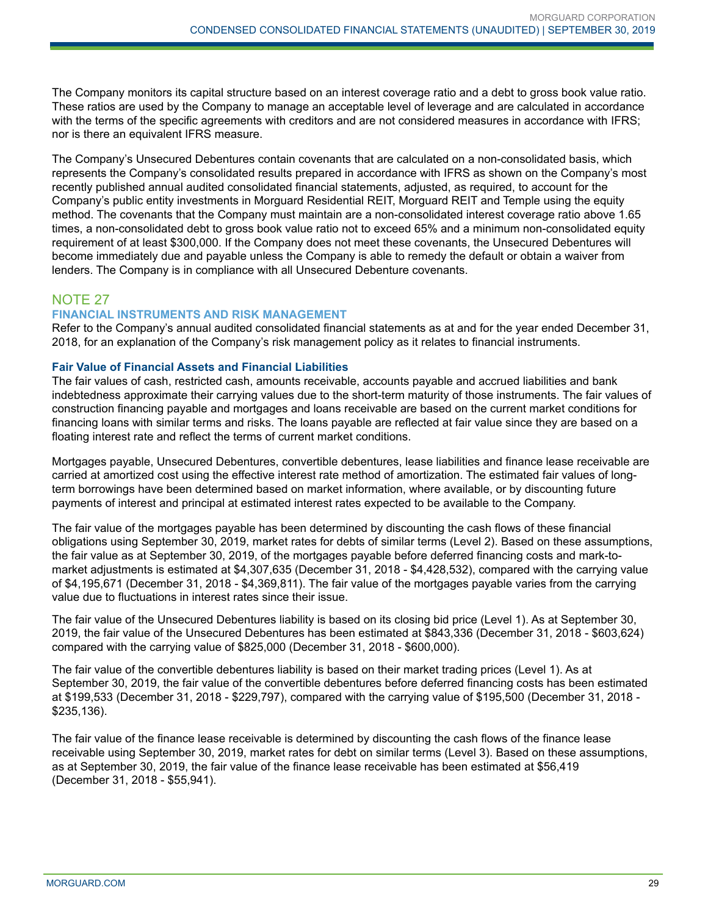The Company monitors its capital structure based on an interest coverage ratio and a debt to gross book value ratio. These ratios are used by the Company to manage an acceptable level of leverage and are calculated in accordance with the terms of the specific agreements with creditors and are not considered measures in accordance with IFRS; nor is there an equivalent IFRS measure.

The Company's Unsecured Debentures contain covenants that are calculated on a non-consolidated basis, which represents the Company's consolidated results prepared in accordance with IFRS as shown on the Company's most recently published annual audited consolidated financial statements, adjusted, as required, to account for the Company's public entity investments in Morguard Residential REIT, Morguard REIT and Temple using the equity method. The covenants that the Company must maintain are a non-consolidated interest coverage ratio above 1.65 times, a non-consolidated debt to gross book value ratio not to exceed 65% and a minimum non-consolidated equity requirement of at least $300,000. If the Company does not meet these covenants, the Unsecured Debentures will become immediately due and payable unless the Company is able to remedy the default or obtain a waiver from lenders. The Company is in compliance with all Unsecured Debenture covenants.

## NOTE 27

### FINANCIAL INSTRUMENTS AND RISK MANAGEMENT

Refer to the Company's annual audited consolidated financial statements as at and for the year ended December 31, 2018, for an explanation of the Company's risk management policy as it relates to financial instruments.

#### Fair Value of Financial Assets and Financial Liabilities

The fair values of cash, restricted cash, amounts receivable, accounts payable and accrued liabilities and bank indebtedness approximate their carrying values due to the short-term maturity of those instruments. The fair values of construction financing payable and mortgages and loans receivable are based on the current market conditions for financing loans with similar terms and risks. The loans payable are reflected at fair value since they are based on a floating interest rate and reflect the terms of current market conditions.

Mortgages payable, Unsecured Debentures, convertible debentures, lease liabilities and finance lease receivable are carried at amortized cost using the effective interest rate method of amortization. The estimated fair values of long-term borrowings have been determined based on market information, where available, or by discounting future payments of interest and principal at estimated interest rates expected to be available to the Company.

The fair value of the mortgages payable has been determined by discounting the cash flows of these financial obligations using September 30, 2019, market rates for debts of similar terms (Level 2). Based on these assumptions, the fair value as at September 30, 2019, of the mortgages payable before deferred financing costs and mark-to-market adjustments is estimated at $4,307,635 (December 31, 2018 - $4,428,532), compared with the carrying value of $4,195,671 (December 31, 2018 - $4,369,811). The fair value of the mortgages payable varies from the carrying value due to fluctuations in interest rates since their issue.

The fair value of the Unsecured Debentures liability is based on its closing bid price (Level 1). As at September 30, 2019, the fair value of the Unsecured Debentures has been estimated at $843,336 (December 31, 2018 - $603,624) compared with the carrying value of $825,000 (December 31, 2018 - $600,000).

The fair value of the convertible debentures liability is based on their market trading prices (Level 1). As at September 30, 2019, the fair value of the convertible debentures before deferred financing costs has been estimated at $199,533 (December 31, 2018 - $229,797), compared with the carrying value of $195,500 (December 31, 2018 - $235,136).

The fair value of the finance lease receivable is determined by discounting the cash flows of the finance lease receivable using September 30, 2019, market rates for debt on similar terms (Level 3). Based on these assumptions, as at September 30, 2019, the fair value of the finance lease receivable has been estimated at $56,419 (December 31, 2018 - $55,941).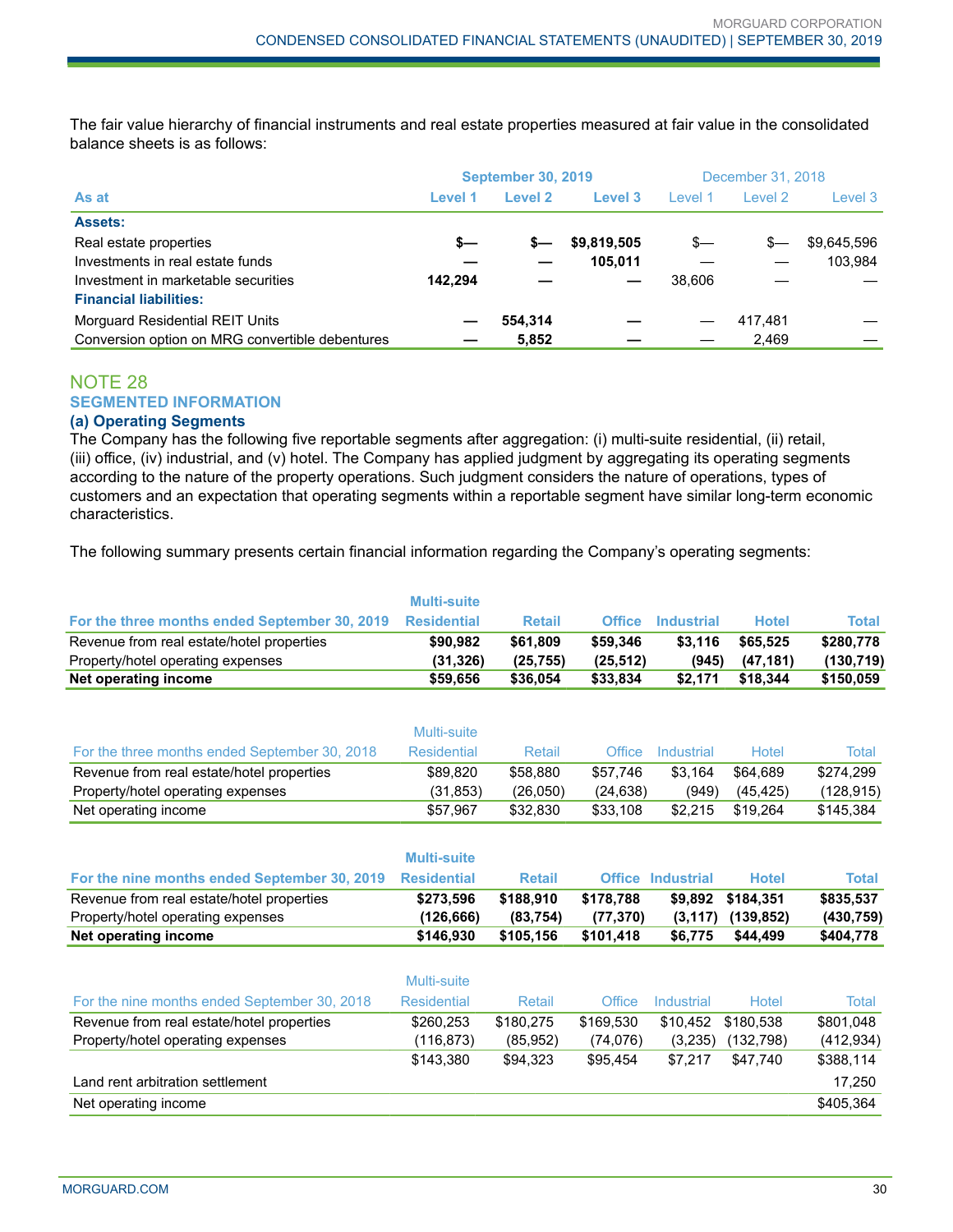The fair value hierarchy of financial instruments and real estate properties measured at fair value in the consolidated balance sheets is as follows:

| As at | September 30, 2019 Level 1 | Level 2 | Level 3 | December 31, 2018 Level 1 | Level 2 | Level 3 |
|---|---|---|---|---|---|---|
| **Assets:** | | | | | | |
| Real estate properties | **$—** | **$—** | **$9,819,505** | $— | $— | $9,645,596 |
| Investments in real estate funds | **—** | **—** | **105,011** | — | — | 103,984 |
| Investment in marketable securities | **142,294** | **—** | **—** | 38,606 | — | — |
| **Financial liabilities:** | | | | | | |
| Morguard Residential REIT Units | **—** | **554,314** | **—** | — | 417,481 | — |
| Conversion option on MRG convertible debentures | **—** | **5,852** | **—** | — | 2,469 | — |

# NOTE 28

## SEGMENTED INFORMATION

### (a) Operating Segments

The Company has the following five reportable segments after aggregation: (i) multi-suite residential, (ii) retail, (iii) office, (iv) industrial, and (v) hotel. The Company has applied judgment by aggregating its operating segments according to the nature of the property operations. Such judgment considers the nature of operations, types of customers and an expectation that operating segments within a reportable segment have similar long-term economic characteristics.

The following summary presents certain financial information regarding the Company's operating segments:

| For the three months ended September 30, 2019 | Multi-suite Residential | Retail | Office | Industrial | Hotel | Total |
|---|---|---|---|---|---|---|
| Revenue from real estate/hotel properties | **$90,982** | **$61,809** | **$59,346** | **$3,116** | **$65,525** | **$280,778** |
| Property/hotel operating expenses | **(31,326)** | **(25,755)** | **(25,512)** | **(945)** | **(47,181)** | **(130,719)** |
| **Net operating income** | **$59,656** | **$36,054** | **$33,834** | **$2,171** | **$18,344** | **$150,059** |

| For the three months ended September 30, 2018 | Multi-suite Residential | Retail | Office | Industrial | Hotel | Total |
|---|---|---|---|---|---|---|
| Revenue from real estate/hotel properties | $89,820 | $58,880 | $57,746 | $3,164 | $64,689 | $274,299 |
| Property/hotel operating expenses | (31,853) | (26,050) | (24,638) | (949) | (45,425) | (128,915) |
| Net operating income | $57,967 | $32,830 | $33,108 | $2,215 | $19,264 | $145,384 |

| For the nine months ended September 30, 2019 | Multi-suite Residential | Retail | Office | Industrial | Hotel | Total |
|---|---|---|---|---|---|---|
| Revenue from real estate/hotel properties | **$273,596** | **$188,910** | **$178,788** | **$9,892** | **$184,351** | **$835,537** |
| Property/hotel operating expenses | **(126,666)** | **(83,754)** | **(77,370)** | **(3,117)** | **(139,852)** | **(430,759)** |
| **Net operating income** | **$146,930** | **$105,156** | **$101,418** | **$6,775** | **$44,499** | **$404,778** |

| For the nine months ended September 30, 2018 | Multi-suite Residential | Retail | Office | Industrial | Hotel | Total |
|---|---|---|---|---|---|---|
| Revenue from real estate/hotel properties | $260,253 | $180,275 | $169,530 | $10,452 | $180,538 | $801,048 |
| Property/hotel operating expenses | (116,873) | (85,952) | (74,076) | (3,235) | (132,798) | (412,934) |
| | $143,380 | $94,323 | $95,454 | $7,217 | $47,740 | $388,114 |
| Land rent arbitration settlement | | | | | | 17,250 |
| Net operating income | | | | | | $405,364 |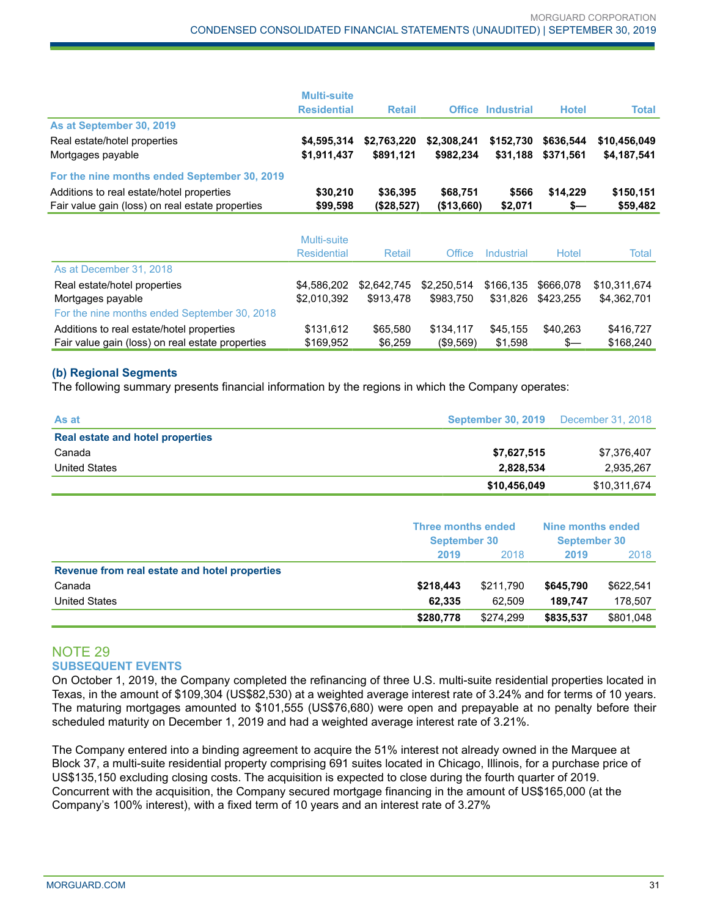| | Multi-suite Residential | Retail | Office | Industrial | Hotel | Total |
|---|---|---|---|---|---|---|
| **As at September 30, 2019** | | | | | | |
| Real estate/hotel properties | **$4,595,314** | **$2,763,220** | **$2,308,241** | **$152,730** | **$636,544** | **$10,456,049** |
| Mortgages payable | **$1,911,437** | **$891,121** | **$982,234** | **$31,188** | **$371,561** | **$4,187,541** |
| **For the nine months ended September 30, 2019** | | | | | | |
| Additions to real estate/hotel properties | **$30,210** | **$36,395** | **$68,751** | **$566** | **$14,229** | **$150,151** |
| Fair value gain (loss) on real estate properties | **$99,598** | **($28,527)** | **($13,660)** | **$2,071** | **$—** | **$59,482** |

| | Multi-suite Residential | Retail | Office | Industrial | Hotel | Total |
|---|---|---|---|---|---|---|
| As at December 31, 2018 | | | | | | |
| Real estate/hotel properties | $4,586,202 | $2,642,745 | $2,250,514 | $166,135 | $666,078 | $10,311,674 |
| Mortgages payable | $2,010,392 | $913,478 | $983,750 | $31,826 | $423,255 | $4,362,701 |
| For the nine months ended September 30, 2018 | | | | | | |
| Additions to real estate/hotel properties | $131,612 | $65,580 | $134,117 | $45,155 | $40,263 | $416,727 |
| Fair value gain (loss) on real estate properties | $169,952 | $6,259 | ($9,569) | $1,598 | $— | $168,240 |

### (b) Regional Segments

The following summary presents financial information by the regions in which the Company operates:

| As at | September 30, 2019 | December 31, 2018 |
|---|---|---|
| **Real estate and hotel properties** | | |
| Canada | **$7,627,515** | $7,376,407 |
| United States | **2,828,534** | 2,935,267 |
| | **$10,456,049** | $10,311,674 |

| | Three months ended September 30 | | Nine months ended September 30 | |
|---|---|---|---|---|
| | **2019** | 2018 | **2019** | 2018 |
| **Revenue from real estate and hotel properties** | | | | |
| Canada | **$218,443** | $211,790 | **$645,790** | $622,541 |
| United States | **62,335** | 62,509 | **189,747** | 178,507 |
| | **$280,778** | $274,299 | **$835,537** | $801,048 |

## NOTE 29

### SUBSEQUENT EVENTS

On October 1, 2019, the Company completed the refinancing of three U.S. multi-suite residential properties located in Texas, in the amount of $109,304 (US$82,530) at a weighted average interest rate of 3.24% and for terms of 10 years. The maturing mortgages amounted to $101,555 (US$76,680) were open and prepayable at no penalty before their scheduled maturity on December 1, 2019 and had a weighted average interest rate of 3.21%.

The Company entered into a binding agreement to acquire the 51% interest not already owned in the Marquee at Block 37, a multi-suite residential property comprising 691 suites located in Chicago, Illinois, for a purchase price of US$135,150 excluding closing costs. The acquisition is expected to close during the fourth quarter of 2019. Concurrent with the acquisition, the Company secured mortgage financing in the amount of US$165,000 (at the Company's 100% interest), with a fixed term of 10 years and an interest rate of 3.27%